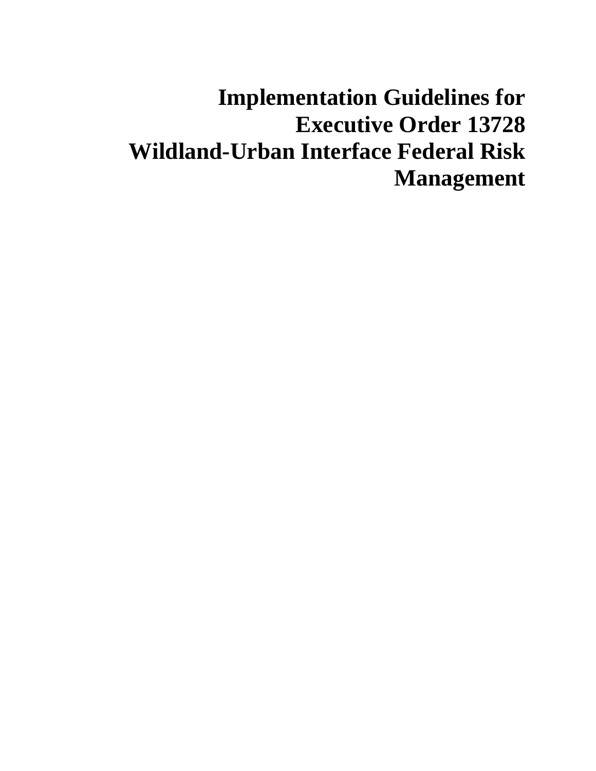# Implementation Guidelines for Executive Order 13728 Wildland-Urban Interface Federal Risk Management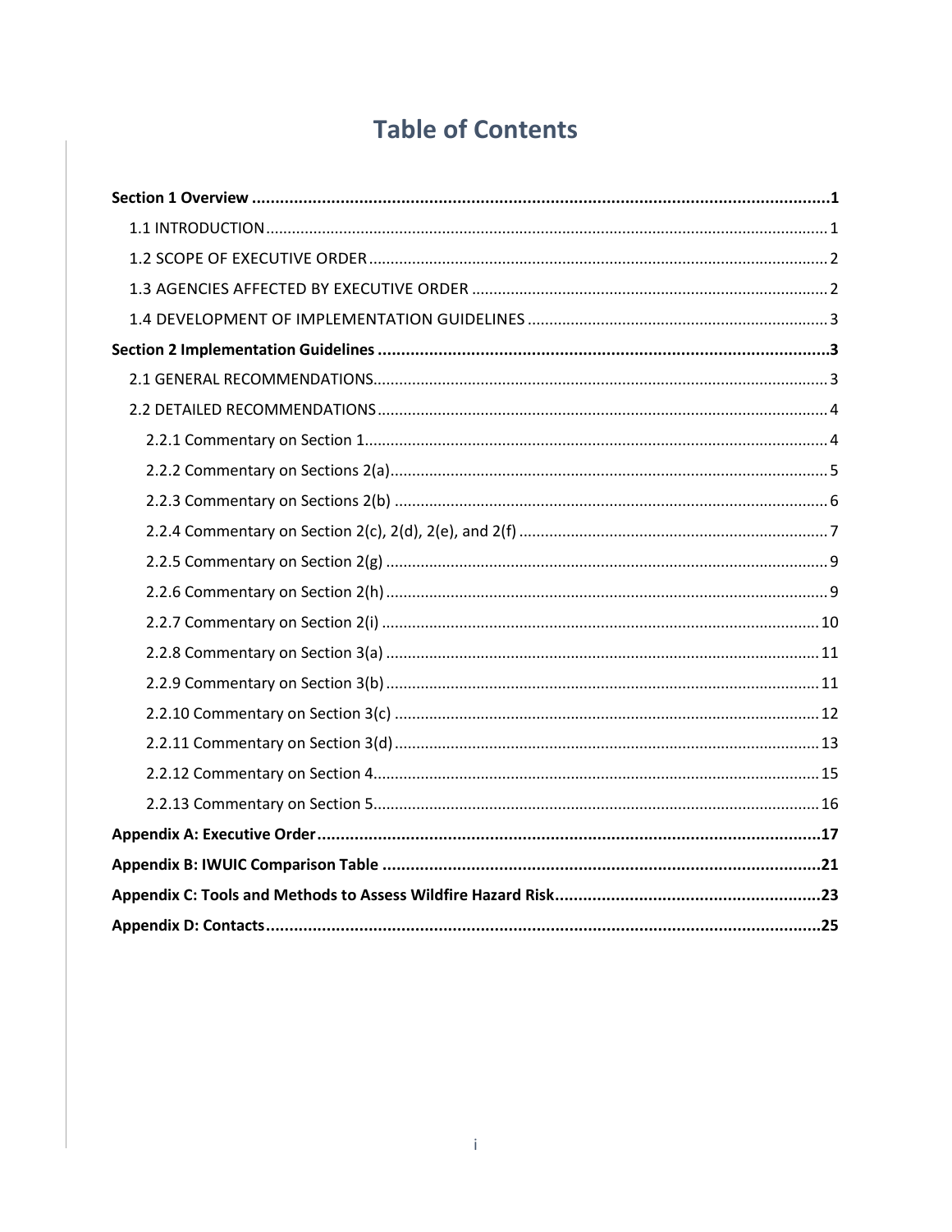# Table of Contents

**Section 1 Overview** .......... **1**

- 1.1 INTRODUCTION .......... 1
- 1.2 SCOPE OF EXECUTIVE ORDER .......... 2
- 1.3 AGENCIES AFFECTED BY EXECUTIVE ORDER .......... 2
- 1.4 DEVELOPMENT OF IMPLEMENTATION GUIDELINES .......... 3

**Section 2 Implementation Guidelines** .......... **3**

- 2.1 GENERAL RECOMMENDATIONS .......... 3
- 2.2 DETAILED RECOMMENDATIONS .......... 4
  - 2.2.1 Commentary on Section 1 .......... 4
  - 2.2.2 Commentary on Sections 2(a) .......... 5
  - 2.2.3 Commentary on Sections 2(b) .......... 6
  - 2.2.4 Commentary on Section 2(c), 2(d), 2(e), and 2(f) .......... 7
  - 2.2.5 Commentary on Section 2(g) .......... 9
  - 2.2.6 Commentary on Section 2(h) .......... 9
  - 2.2.7 Commentary on Section 2(i) .......... 10
  - 2.2.8 Commentary on Section 3(a) .......... 11
  - 2.2.9 Commentary on Section 3(b) .......... 11
  - 2.2.10 Commentary on Section 3(c) .......... 12
  - 2.2.11 Commentary on Section 3(d) .......... 13
  - 2.2.12 Commentary on Section 4 .......... 15
  - 2.2.13 Commentary on Section 5 .......... 16

**Appendix A: Executive Order** .......... **17**

**Appendix B: IWUIC Comparison Table** .......... **21**

**Appendix C: Tools and Methods to Assess Wildfire Hazard Risk** .......... **23**

**Appendix D: Contacts** .......... **25**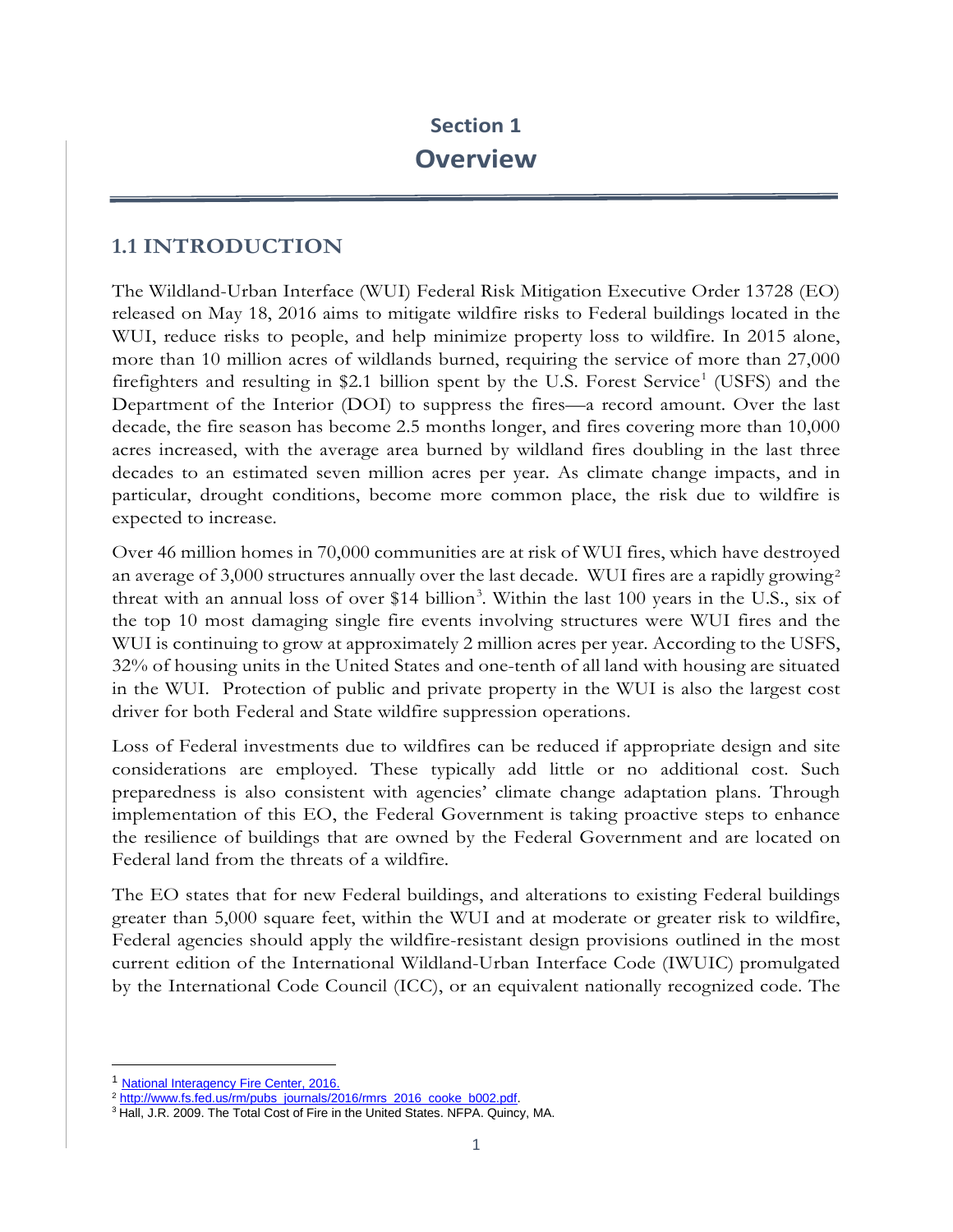# Section 1

# Overview

## 1.1 INTRODUCTION

The Wildland-Urban Interface (WUI) Federal Risk Mitigation Executive Order 13728 (EO) released on May 18, 2016 aims to mitigate wildfire risks to Federal buildings located in the WUI, reduce risks to people, and help minimize property loss to wildfire. In 2015 alone, more than 10 million acres of wildlands burned, requiring the service of more than 27,000 firefighters and resulting in $2.1 billion spent by the U.S. Forest Service[1] (USFS) and the Department of the Interior (DOI) to suppress the fires—a record amount. Over the last decade, the fire season has become 2.5 months longer, and fires covering more than 10,000 acres increased, with the average area burned by wildland fires doubling in the last three decades to an estimated seven million acres per year. As climate change impacts, and in particular, drought conditions, become more common place, the risk due to wildfire is expected to increase.

Over 46 million homes in 70,000 communities are at risk of WUI fires, which have destroyed an average of 3,000 structures annually over the last decade. WUI fires are a rapidly growing[2] threat with an annual loss of over $14 billion[3]. Within the last 100 years in the U.S., six of the top 10 most damaging single fire events involving structures were WUI fires and the WUI is continuing to grow at approximately 2 million acres per year. According to the USFS, 32% of housing units in the United States and one-tenth of all land with housing are situated in the WUI. Protection of public and private property in the WUI is also the largest cost driver for both Federal and State wildfire suppression operations.

Loss of Federal investments due to wildfires can be reduced if appropriate design and site considerations are employed. These typically add little or no additional cost. Such preparedness is also consistent with agencies' climate change adaptation plans. Through implementation of this EO, the Federal Government is taking proactive steps to enhance the resilience of buildings that are owned by the Federal Government and are located on Federal land from the threats of a wildfire.

The EO states that for new Federal buildings, and alterations to existing Federal buildings greater than 5,000 square feet, within the WUI and at moderate or greater risk to wildfire, Federal agencies should apply the wildfire-resistant design provisions outlined in the most current edition of the International Wildland-Urban Interface Code (IWUIC) promulgated by the International Code Council (ICC), or an equivalent nationally recognized code. The

---

[1] National Interagency Fire Center, 2016.

[2] http://www.fs.fed.us/rm/pubs_journals/2016/rmrs_2016_cooke_b002.pdf.

[3] Hall, J.R. 2009. The Total Cost of Fire in the United States. NFPA. Quincy, MA.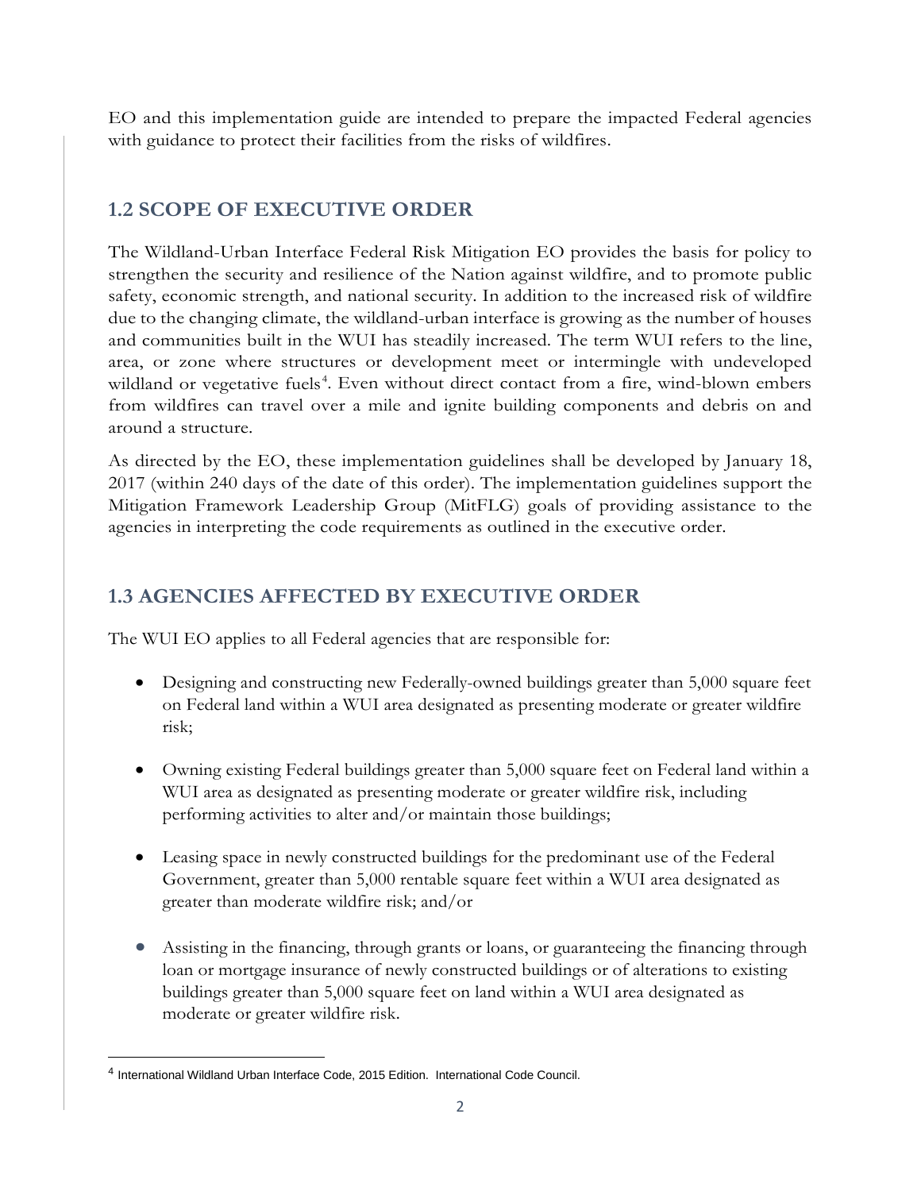EO and this implementation guide are intended to prepare the impacted Federal agencies with guidance to protect their facilities from the risks of wildfires.

## 1.2 SCOPE OF EXECUTIVE ORDER

The Wildland-Urban Interface Federal Risk Mitigation EO provides the basis for policy to strengthen the security and resilience of the Nation against wildfire, and to promote public safety, economic strength, and national security. In addition to the increased risk of wildfire due to the changing climate, the wildland-urban interface is growing as the number of houses and communities built in the WUI has steadily increased. The term WUI refers to the line, area, or zone where structures or development meet or intermingle with undeveloped wildland or vegetative fuels[4]. Even without direct contact from a fire, wind-blown embers from wildfires can travel over a mile and ignite building components and debris on and around a structure.

As directed by the EO, these implementation guidelines shall be developed by January 18, 2017 (within 240 days of the date of this order). The implementation guidelines support the Mitigation Framework Leadership Group (MitFLG) goals of providing assistance to the agencies in interpreting the code requirements as outlined in the executive order.

## 1.3 AGENCIES AFFECTED BY EXECUTIVE ORDER

The WUI EO applies to all Federal agencies that are responsible for:

- Designing and constructing new Federally-owned buildings greater than 5,000 square feet on Federal land within a WUI area designated as presenting moderate or greater wildfire risk;

- Owning existing Federal buildings greater than 5,000 square feet on Federal land within a WUI area as designated as presenting moderate or greater wildfire risk, including performing activities to alter and/or maintain those buildings;

- Leasing space in newly constructed buildings for the predominant use of the Federal Government, greater than 5,000 rentable square feet within a WUI area designated as greater than moderate wildfire risk; and/or

- Assisting in the financing, through grants or loans, or guaranteeing the financing through loan or mortgage insurance of newly constructed buildings or of alterations to existing buildings greater than 5,000 square feet on land within a WUI area designated as moderate or greater wildfire risk.

---

[4] International Wildland Urban Interface Code, 2015 Edition. International Code Council.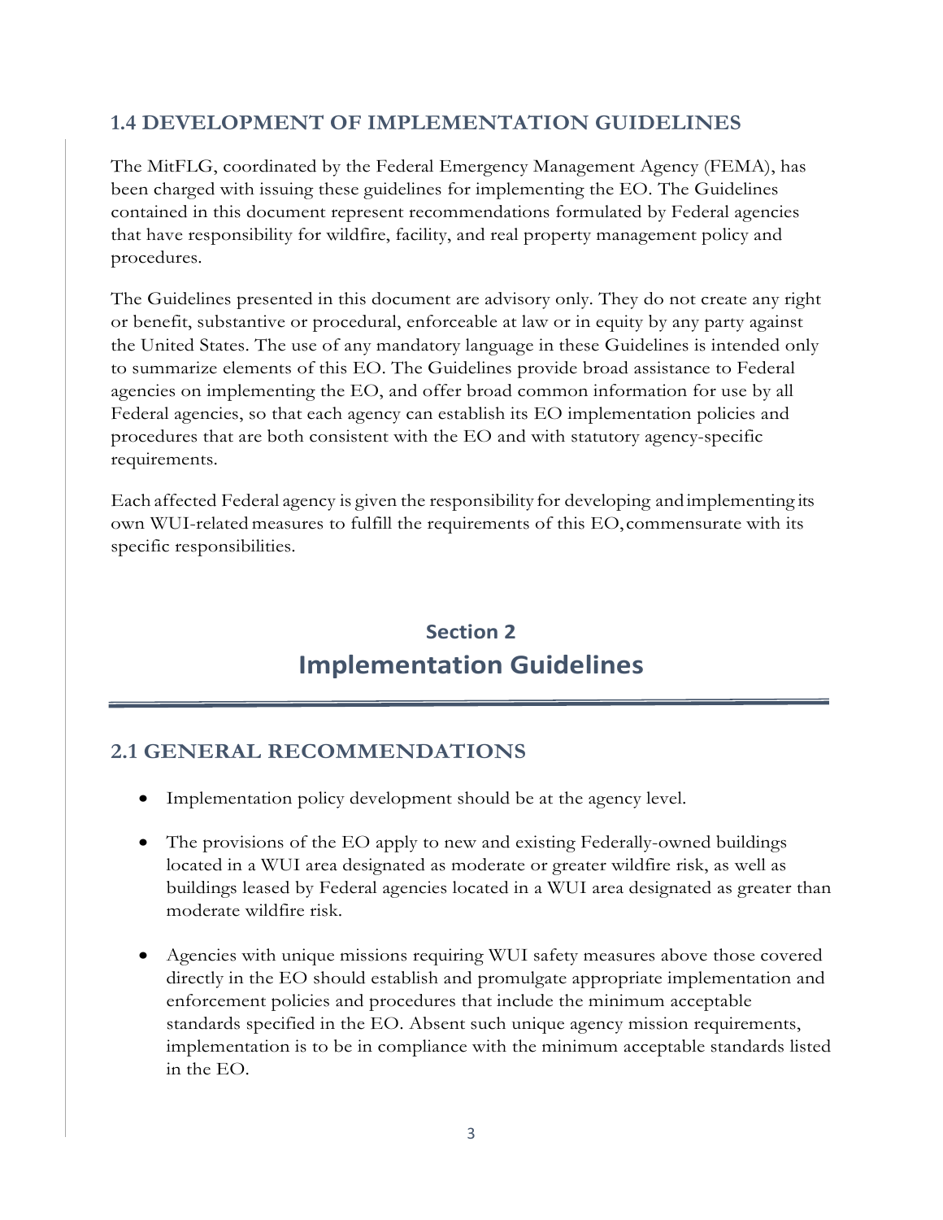## 1.4 DEVELOPMENT OF IMPLEMENTATION GUIDELINES

The MitFLG, coordinated by the Federal Emergency Management Agency (FEMA), has been charged with issuing these guidelines for implementing the EO. The Guidelines contained in this document represent recommendations formulated by Federal agencies that have responsibility for wildfire, facility, and real property management policy and procedures.

The Guidelines presented in this document are advisory only. They do not create any right or benefit, substantive or procedural, enforceable at law or in equity by any party against the United States. The use of any mandatory language in these Guidelines is intended only to summarize elements of this EO. The Guidelines provide broad assistance to Federal agencies on implementing the EO, and offer broad common information for use by all Federal agencies, so that each agency can establish its EO implementation policies and procedures that are both consistent with the EO and with statutory agency-specific requirements.

Each affected Federal agency is given the responsibility for developing and implementing its own WUI-related measures to fulfill the requirements of this EO, commensurate with its specific responsibilities.

# Section 2
# Implementation Guidelines

## 2.1 GENERAL RECOMMENDATIONS

- Implementation policy development should be at the agency level.
- The provisions of the EO apply to new and existing Federally-owned buildings located in a WUI area designated as moderate or greater wildfire risk, as well as buildings leased by Federal agencies located in a WUI area designated as greater than moderate wildfire risk.
- Agencies with unique missions requiring WUI safety measures above those covered directly in the EO should establish and promulgate appropriate implementation and enforcement policies and procedures that include the minimum acceptable standards specified in the EO. Absent such unique agency mission requirements, implementation is to be in compliance with the minimum acceptable standards listed in the EO.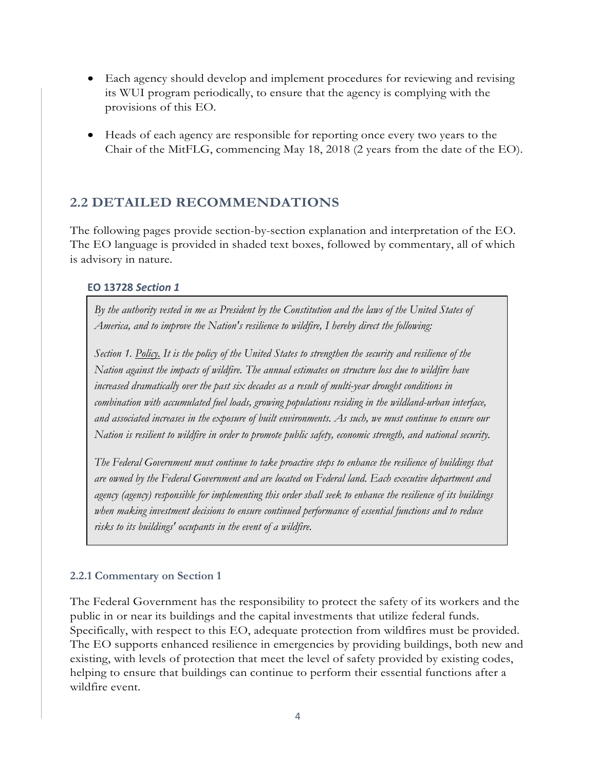- Each agency should develop and implement procedures for reviewing and revising its WUI program periodically, to ensure that the agency is complying with the provisions of this EO.
- Heads of each agency are responsible for reporting once every two years to the Chair of the MitFLG, commencing May 18, 2018 (2 years from the date of the EO).

## 2.2 DETAILED RECOMMENDATIONS

The following pages provide section-by-section explanation and interpretation of the EO. The EO language is provided in shaded text boxes, followed by commentary, all of which is advisory in nature.

#### EO 13728 *Section 1*

> *By the authority vested in me as President by the Constitution and the laws of the United States of America, and to improve the Nation's resilience to wildfire, I hereby direct the following:*
>
> *Section 1. Policy. It is the policy of the United States to strengthen the security and resilience of the Nation against the impacts of wildfire. The annual estimates on structure loss due to wildfire have increased dramatically over the past six decades as a result of multi-year drought conditions in combination with accumulated fuel loads, growing populations residing in the wildland-urban interface, and associated increases in the exposure of built environments. As such, we must continue to ensure our Nation is resilient to wildfire in order to promote public safety, economic strength, and national security.*
>
> *The Federal Government must continue to take proactive steps to enhance the resilience of buildings that are owned by the Federal Government and are located on Federal land. Each executive department and agency (agency) responsible for implementing this order shall seek to enhance the resilience of its buildings when making investment decisions to ensure continued performance of essential functions and to reduce risks to its buildings' occupants in the event of a wildfire.*

### 2.2.1 Commentary on Section 1

The Federal Government has the responsibility to protect the safety of its workers and the public in or near its buildings and the capital investments that utilize federal funds. Specifically, with respect to this EO, adequate protection from wildfires must be provided. The EO supports enhanced resilience in emergencies by providing buildings, both new and existing, with levels of protection that meet the level of safety provided by existing codes, helping to ensure that buildings can continue to perform their essential functions after a wildfire event.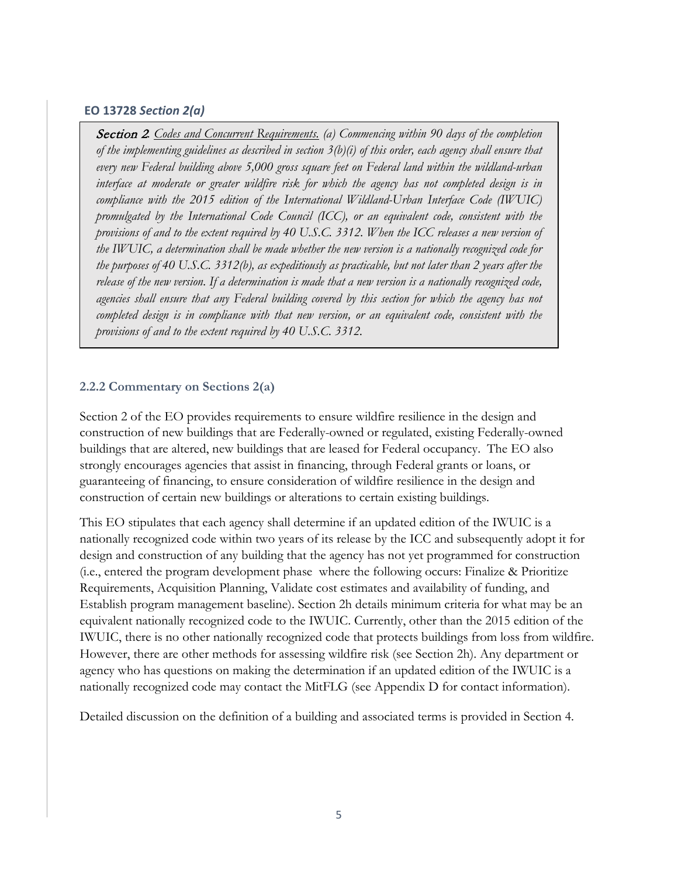**EO 13728** ***Section 2(a)***

> ***Section 2****. Codes and Concurrent Requirements. (a) Commencing within 90 days of the completion of the implementing guidelines as described in section 3(b)(i) of this order, each agency shall ensure that every new Federal building above 5,000 gross square feet on Federal land within the wildland-urban interface at moderate or greater wildfire risk for which the agency has not completed design is in compliance with the 2015 edition of the International Wildland-Urban Interface Code (IWUIC) promulgated by the International Code Council (ICC), or an equivalent code, consistent with the provisions of and to the extent required by 40 U.S.C. 3312. When the ICC releases a new version of the IWUIC, a determination shall be made whether the new version is a nationally recognized code for the purposes of 40 U.S.C. 3312(b), as expeditiously as practicable, but not later than 2 years after the release of the new version. If a determination is made that a new version is a nationally recognized code, agencies shall ensure that any Federal building covered by this section for which the agency has not completed design is in compliance with that new version, or an equivalent code, consistent with the provisions of and to the extent required by 40 U.S.C. 3312.*

### 2.2.2 Commentary on Sections 2(a)

Section 2 of the EO provides requirements to ensure wildfire resilience in the design and construction of new buildings that are Federally-owned or regulated, existing Federally-owned buildings that are altered, new buildings that are leased for Federal occupancy. The EO also strongly encourages agencies that assist in financing, through Federal grants or loans, or guaranteeing of financing, to ensure consideration of wildfire resilience in the design and construction of certain new buildings or alterations to certain existing buildings.

This EO stipulates that each agency shall determine if an updated edition of the IWUIC is a nationally recognized code within two years of its release by the ICC and subsequently adopt it for design and construction of any building that the agency has not yet programmed for construction (i.e., entered the program development phase where the following occurs: Finalize & Prioritize Requirements, Acquisition Planning, Validate cost estimates and availability of funding, and Establish program management baseline). Section 2h details minimum criteria for what may be an equivalent nationally recognized code to the IWUIC. Currently, other than the 2015 edition of the IWUIC, there is no other nationally recognized code that protects buildings from loss from wildfire. However, there are other methods for assessing wildfire risk (see Section 2h). Any department or agency who has questions on making the determination if an updated edition of the IWUIC is a nationally recognized code may contact the MitFLG (see Appendix D for contact information).

Detailed discussion on the definition of a building and associated terms is provided in Section 4.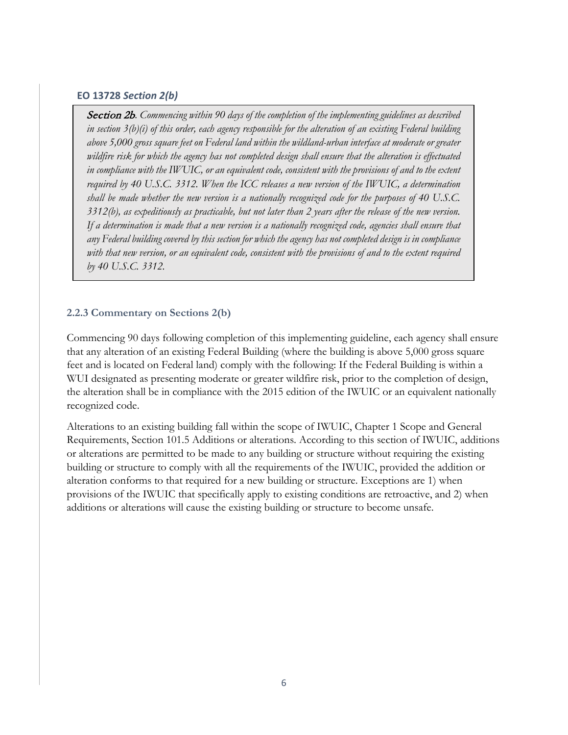**EO 13728 *Section 2(b)***

> ***Section 2b**. Commencing within 90 days of the completion of the implementing guidelines as described in section 3(b)(i) of this order, each agency responsible for the alteration of an existing Federal building above 5,000 gross square feet on Federal land within the wildland-urban interface at moderate or greater wildfire risk for which the agency has not completed design shall ensure that the alteration is effectuated in compliance with the IWUIC, or an equivalent code, consistent with the provisions of and to the extent required by 40 U.S.C. 3312. When the ICC releases a new version of the IWUIC, a determination shall be made whether the new version is a nationally recognized code for the purposes of 40 U.S.C. 3312(b), as expeditiously as practicable, but not later than 2 years after the release of the new version. If a determination is made that a new version is a nationally recognized code, agencies shall ensure that any Federal building covered by this section for which the agency has not completed design is in compliance with that new version, or an equivalent code, consistent with the provisions of and to the extent required by 40 U.S.C. 3312.*

### 2.2.3 Commentary on Sections 2(b)

Commencing 90 days following completion of this implementing guideline, each agency shall ensure that any alteration of an existing Federal Building (where the building is above 5,000 gross square feet and is located on Federal land) comply with the following: If the Federal Building is within a WUI designated as presenting moderate or greater wildfire risk, prior to the completion of design, the alteration shall be in compliance with the 2015 edition of the IWUIC or an equivalent nationally recognized code.

Alterations to an existing building fall within the scope of IWUIC, Chapter 1 Scope and General Requirements, Section 101.5 Additions or alterations. According to this section of IWUIC, additions or alterations are permitted to be made to any building or structure without requiring the existing building or structure to comply with all the requirements of the IWUIC, provided the addition or alteration conforms to that required for a new building or structure. Exceptions are 1) when provisions of the IWUIC that specifically apply to existing conditions are retroactive, and 2) when additions or alterations will cause the existing building or structure to become unsafe.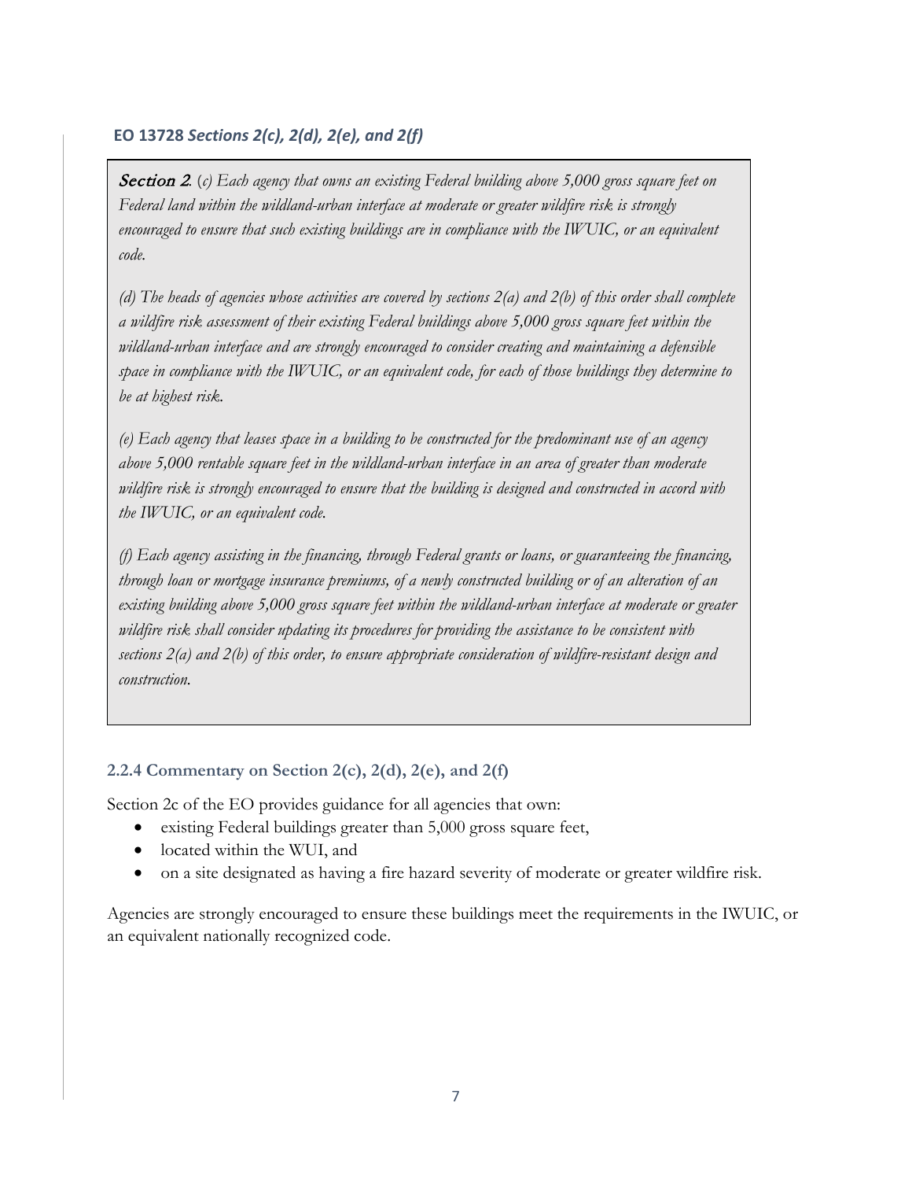### EO 13728 *Sections 2(c), 2(d), 2(e), and 2(f)*

> ***Section 2***. *(c) Each agency that owns an existing Federal building above 5,000 gross square feet on Federal land within the wildland-urban interface at moderate or greater wildfire risk is strongly encouraged to ensure that such existing buildings are in compliance with the IWUIC, or an equivalent code.*
>
> *(d) The heads of agencies whose activities are covered by sections 2(a) and 2(b) of this order shall complete a wildfire risk assessment of their existing Federal buildings above 5,000 gross square feet within the wildland-urban interface and are strongly encouraged to consider creating and maintaining a defensible space in compliance with the IWUIC, or an equivalent code, for each of those buildings they determine to be at highest risk.*
>
> *(e) Each agency that leases space in a building to be constructed for the predominant use of an agency above 5,000 rentable square feet in the wildland-urban interface in an area of greater than moderate wildfire risk is strongly encouraged to ensure that the building is designed and constructed in accord with the IWUIC, or an equivalent code.*
>
> *(f) Each agency assisting in the financing, through Federal grants or loans, or guaranteeing the financing, through loan or mortgage insurance premiums, of a newly constructed building or of an alteration of an existing building above 5,000 gross square feet within the wildland-urban interface at moderate or greater wildfire risk shall consider updating its procedures for providing the assistance to be consistent with sections 2(a) and 2(b) of this order, to ensure appropriate consideration of wildfire-resistant design and construction.*

#### 2.2.4 Commentary on Section 2(c), 2(d), 2(e), and 2(f)

Section 2c of the EO provides guidance for all agencies that own:

- existing Federal buildings greater than 5,000 gross square feet,
- located within the WUI, and
- on a site designated as having a fire hazard severity of moderate or greater wildfire risk.

Agencies are strongly encouraged to ensure these buildings meet the requirements in the IWUIC, or an equivalent nationally recognized code.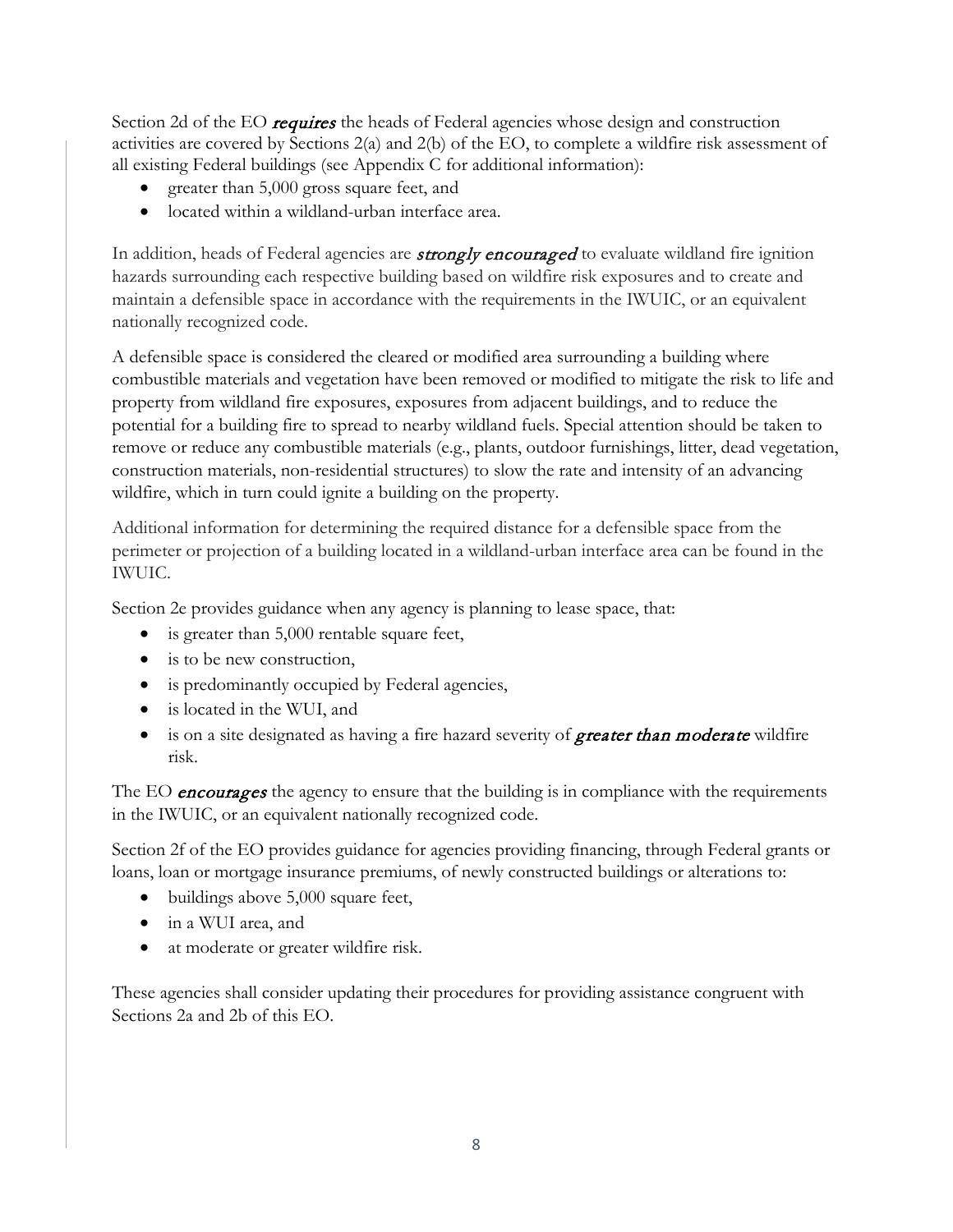Section 2d of the EO ***requires*** the heads of Federal agencies whose design and construction activities are covered by Sections 2(a) and 2(b) of the EO, to complete a wildfire risk assessment of all existing Federal buildings (see Appendix C for additional information):

- greater than 5,000 gross square feet, and
- located within a wildland-urban interface area.

In addition, heads of Federal agencies are ***strongly encouraged*** to evaluate wildland fire ignition hazards surrounding each respective building based on wildfire risk exposures and to create and maintain a defensible space in accordance with the requirements in the IWUIC, or an equivalent nationally recognized code.

A defensible space is considered the cleared or modified area surrounding a building where combustible materials and vegetation have been removed or modified to mitigate the risk to life and property from wildland fire exposures, exposures from adjacent buildings, and to reduce the potential for a building fire to spread to nearby wildland fuels. Special attention should be taken to remove or reduce any combustible materials (e.g., plants, outdoor furnishings, litter, dead vegetation, construction materials, non-residential structures) to slow the rate and intensity of an advancing wildfire, which in turn could ignite a building on the property.

Additional information for determining the required distance for a defensible space from the perimeter or projection of a building located in a wildland-urban interface area can be found in the IWUIC.

Section 2e provides guidance when any agency is planning to lease space, that:

- is greater than 5,000 rentable square feet,
- is to be new construction,
- is predominantly occupied by Federal agencies,
- is located in the WUI, and
- is on a site designated as having a fire hazard severity of ***greater than moderate*** wildfire risk.

The EO ***encourages*** the agency to ensure that the building is in compliance with the requirements in the IWUIC, or an equivalent nationally recognized code.

Section 2f of the EO provides guidance for agencies providing financing, through Federal grants or loans, loan or mortgage insurance premiums, of newly constructed buildings or alterations to:

- buildings above 5,000 square feet,
- in a WUI area, and
- at moderate or greater wildfire risk.

These agencies shall consider updating their procedures for providing assistance congruent with Sections 2a and 2b of this EO.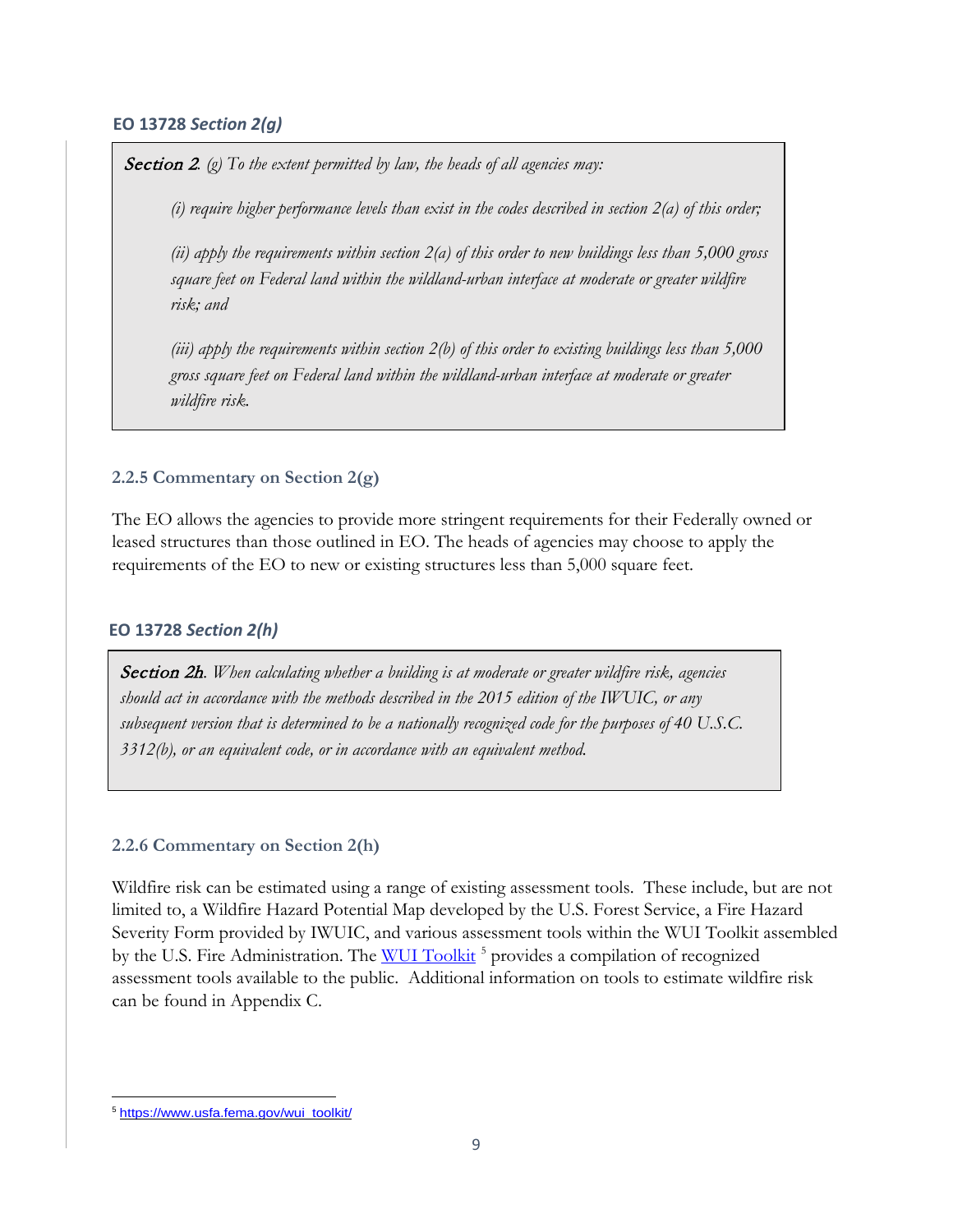### EO 13728 *Section 2(g)*

> ***Section 2**. (g) To the extent permitted by law, the heads of all agencies may:*
>
> *(i) require higher performance levels than exist in the codes described in section 2(a) of this order;*
>
> *(ii) apply the requirements within section 2(a) of this order to new buildings less than 5,000 gross square feet on Federal land within the wildland-urban interface at moderate or greater wildfire risk; and*
>
> *(iii) apply the requirements within section 2(b) of this order to existing buildings less than 5,000 gross square feet on Federal land within the wildland-urban interface at moderate or greater wildfire risk.*

#### 2.2.5 Commentary on Section 2(g)

The EO allows the agencies to provide more stringent requirements for their Federally owned or leased structures than those outlined in EO. The heads of agencies may choose to apply the requirements of the EO to new or existing structures less than 5,000 square feet.

### EO 13728 *Section 2(h)*

> ***Section 2h**. When calculating whether a building is at moderate or greater wildfire risk, agencies should act in accordance with the methods described in the 2015 edition of the IWUIC, or any subsequent version that is determined to be a nationally recognized code for the purposes of 40 U.S.C. 3312(b), or an equivalent code, or in accordance with an equivalent method.*

#### 2.2.6 Commentary on Section 2(h)

Wildfire risk can be estimated using a range of existing assessment tools. These include, but are not limited to, a Wildfire Hazard Potential Map developed by the U.S. Forest Service, a Fire Hazard Severity Form provided by IWUIC, and various assessment tools within the WUI Toolkit assembled by the U.S. Fire Administration. The [WUI Toolkit](https://www.usfa.fema.gov/wui_toolkit/) [5] provides a compilation of recognized assessment tools available to the public. Additional information on tools to estimate wildfire risk can be found in Appendix C.

---

[5] https://www.usfa.fema.gov/wui_toolkit/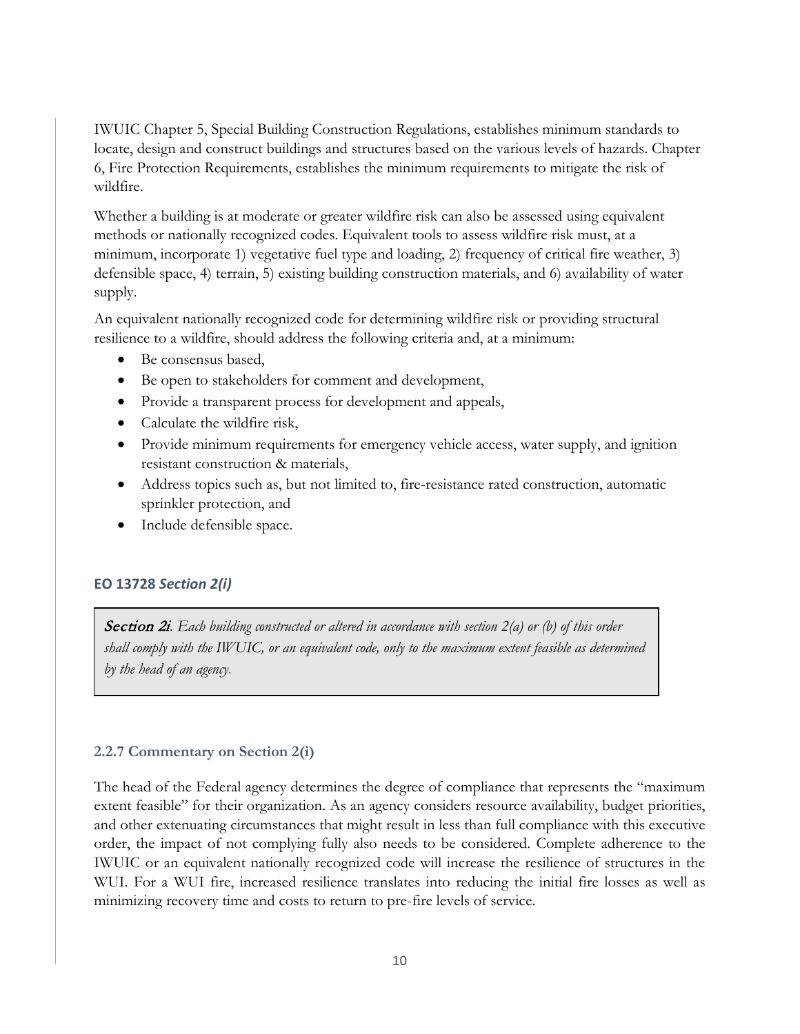IWUIC Chapter 5, Special Building Construction Regulations, establishes minimum standards to locate, design and construct buildings and structures based on the various levels of hazards. Chapter 6, Fire Protection Requirements, establishes the minimum requirements to mitigate the risk of wildfire.

Whether a building is at moderate or greater wildfire risk can also be assessed using equivalent methods or nationally recognized codes. Equivalent tools to assess wildfire risk must, at a minimum, incorporate 1) vegetative fuel type and loading, 2) frequency of critical fire weather, 3) defensible space, 4) terrain, 5) existing building construction materials, and 6) availability of water supply.

An equivalent nationally recognized code for determining wildfire risk or providing structural resilience to a wildfire, should address the following criteria and, at a minimum:

- Be consensus based,
- Be open to stakeholders for comment and development,
- Provide a transparent process for development and appeals,
- Calculate the wildfire risk,
- Provide minimum requirements for emergency vehicle access, water supply, and ignition resistant construction & materials,
- Address topics such as, but not limited to, fire-resistance rated construction, automatic sprinkler protection, and
- Include defensible space.

#### EO 13728 *Section 2(i)*

> **Section 2i**. *Each building constructed or altered in accordance with section 2(a) or (b) of this order shall comply with the IWUIC, or an equivalent code, only to the maximum extent feasible as determined by the head of an agency.*

### 2.2.7 Commentary on Section 2(i)

The head of the Federal agency determines the degree of compliance that represents the "maximum extent feasible" for their organization. As an agency considers resource availability, budget priorities, and other extenuating circumstances that might result in less than full compliance with this executive order, the impact of not complying fully also needs to be considered. Complete adherence to the IWUIC or an equivalent nationally recognized code will increase the resilience of structures in the WUI. For a WUI fire, increased resilience translates into reducing the initial fire losses as well as minimizing recovery time and costs to return to pre-fire levels of service.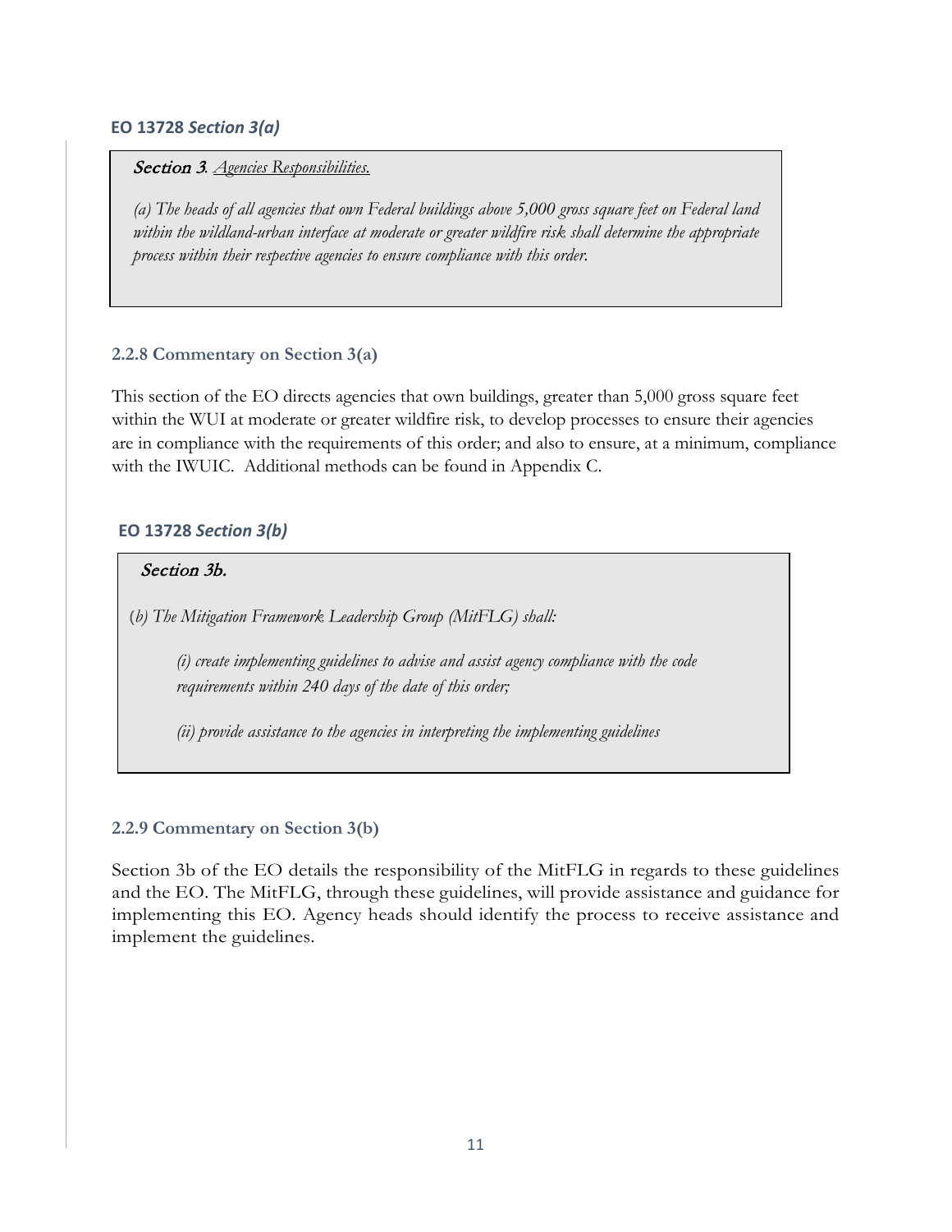**EO 13728** ***Section 3(a)***

> ***Section 3***. *Agencies Responsibilities.*
>
> *(a) The heads of all agencies that own Federal buildings above 5,000 gross square feet on Federal land within the wildland-urban interface at moderate or greater wildfire risk shall determine the appropriate process within their respective agencies to ensure compliance with this order.*

### 2.2.8 Commentary on Section 3(a)

This section of the EO directs agencies that own buildings, greater than 5,000 gross square feet within the WUI at moderate or greater wildfire risk, to develop processes to ensure their agencies are in compliance with the requirements of this order; and also to ensure, at a minimum, compliance with the IWUIC. Additional methods can be found in Appendix C.

**EO 13728** ***Section 3(b)***

> *Section 3b.*
>
> (*b) The Mitigation Framework Leadership Group (MitFLG) shall:*
>
> *(i) create implementing guidelines to advise and assist agency compliance with the code requirements within 240 days of the date of this order;*
>
> *(ii) provide assistance to the agencies in interpreting the implementing guidelines*

### 2.2.9 Commentary on Section 3(b)

Section 3b of the EO details the responsibility of the MitFLG in regards to these guidelines and the EO. The MitFLG, through these guidelines, will provide assistance and guidance for implementing this EO. Agency heads should identify the process to receive assistance and implement the guidelines.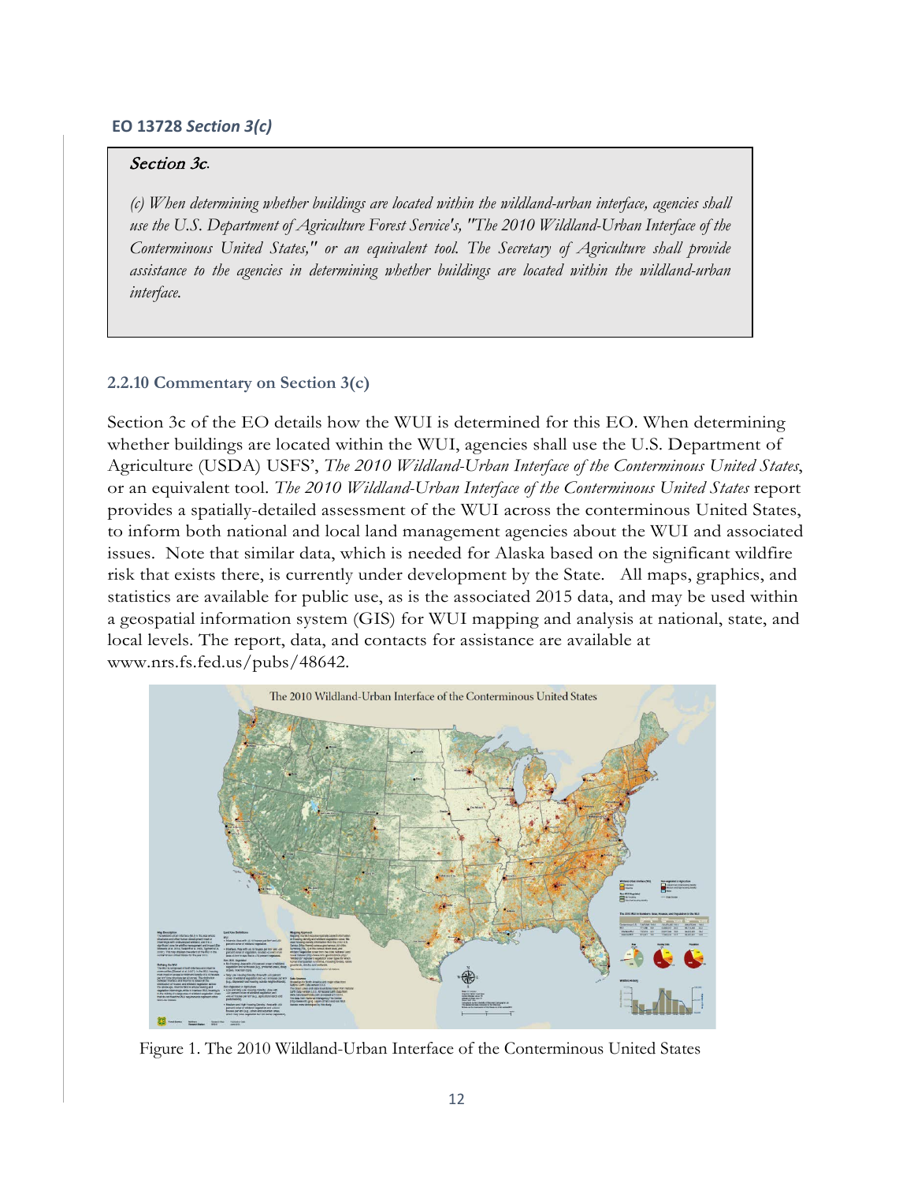**EO 13728 *Section 3(c)***

> *Section 3c.*
>
> *(c) When determining whether buildings are located within the wildland-urban interface, agencies shall use the U.S. Department of Agriculture Forest Service's, "The 2010 Wildland-Urban Interface of the Conterminous United States," or an equivalent tool. The Secretary of Agriculture shall provide assistance to the agencies in determining whether buildings are located within the wildland-urban interface.*

### 2.2.10 Commentary on Section 3(c)

Section 3c of the EO details how the WUI is determined for this EO. When determining whether buildings are located within the WUI, agencies shall use the U.S. Department of Agriculture (USDA) USFS', *The 2010 Wildland-Urban Interface of the Conterminous United States*, or an equivalent tool. *The 2010 Wildland-Urban Interface of the Conterminous United States* report provides a spatially-detailed assessment of the WUI across the conterminous United States, to inform both national and local land management agencies about the WUI and associated issues. Note that similar data, which is needed for Alaska based on the significant wildfire risk that exists there, is currently under development by the State. All maps, graphics, and statistics are available for public use, as is the associated 2015 data, and may be used within a geospatial information system (GIS) for WUI mapping and analysis at national, state, and local levels. The report, data, and contacts for assistance are available at www.nrs.fs.fed.us/pubs/48642.

Figure 1. The 2010 Wildland-Urban Interface of the Conterminous United States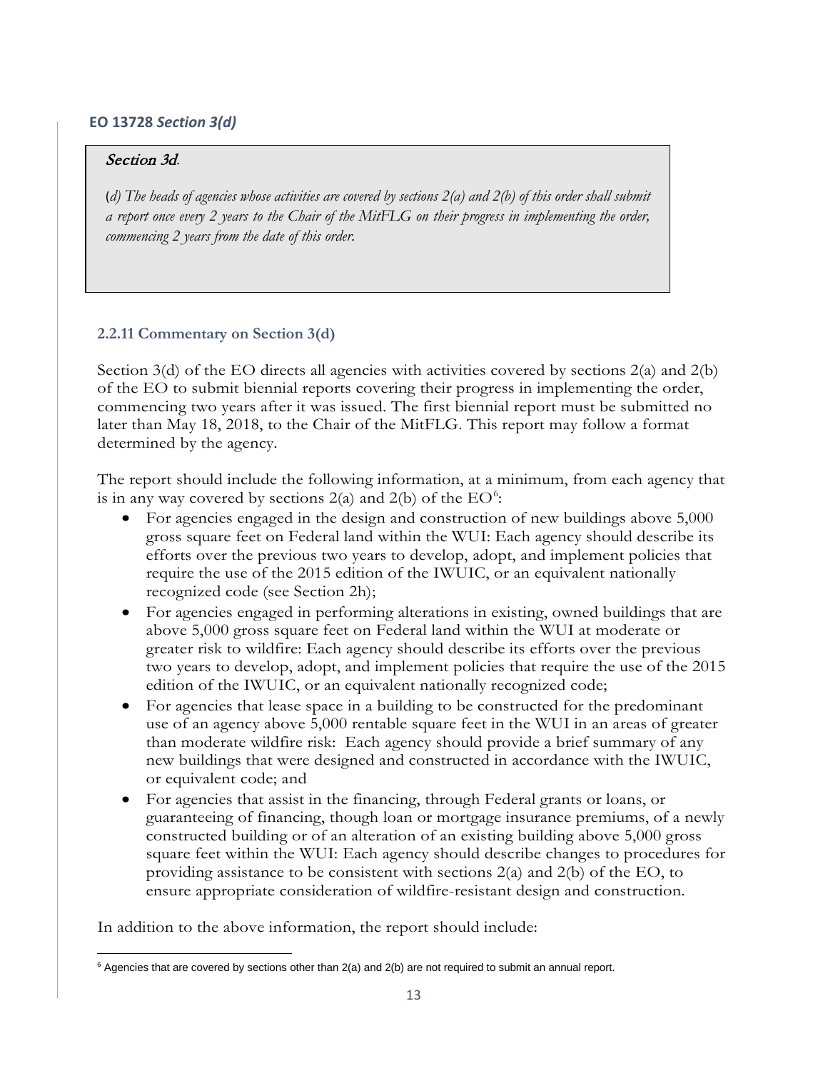## EO 13728 *Section 3(d)*

> *Section 3d*.
>
> (*d) The heads of agencies whose activities are covered by sections 2(a) and 2(b) of this order shall submit a report once every 2 years to the Chair of the MitFLG on their progress in implementing the order, commencing 2 years from the date of this order.*

### 2.2.11 Commentary on Section 3(d)

Section 3(d) of the EO directs all agencies with activities covered by sections 2(a) and 2(b) of the EO to submit biennial reports covering their progress in implementing the order, commencing two years after it was issued. The first biennial report must be submitted no later than May 18, 2018, to the Chair of the MitFLG. This report may follow a format determined by the agency.

The report should include the following information, at a minimum, from each agency that is in any way covered by sections 2(a) and 2(b) of the EO[6]:

- For agencies engaged in the design and construction of new buildings above 5,000 gross square feet on Federal land within the WUI: Each agency should describe its efforts over the previous two years to develop, adopt, and implement policies that require the use of the 2015 edition of the IWUIC, or an equivalent nationally recognized code (see Section 2h);
- For agencies engaged in performing alterations in existing, owned buildings that are above 5,000 gross square feet on Federal land within the WUI at moderate or greater risk to wildfire: Each agency should describe its efforts over the previous two years to develop, adopt, and implement policies that require the use of the 2015 edition of the IWUIC, or an equivalent nationally recognized code;
- For agencies that lease space in a building to be constructed for the predominant use of an agency above 5,000 rentable square feet in the WUI in an areas of greater than moderate wildfire risk: Each agency should provide a brief summary of any new buildings that were designed and constructed in accordance with the IWUIC, or equivalent code; and
- For agencies that assist in the financing, through Federal grants or loans, or guaranteeing of financing, though loan or mortgage insurance premiums, of a newly constructed building or of an alteration of an existing building above 5,000 gross square feet within the WUI: Each agency should describe changes to procedures for providing assistance to be consistent with sections 2(a) and 2(b) of the EO, to ensure appropriate consideration of wildfire-resistant design and construction.

In addition to the above information, the report should include:

[6] Agencies that are covered by sections other than 2(a) and 2(b) are not required to submit an annual report.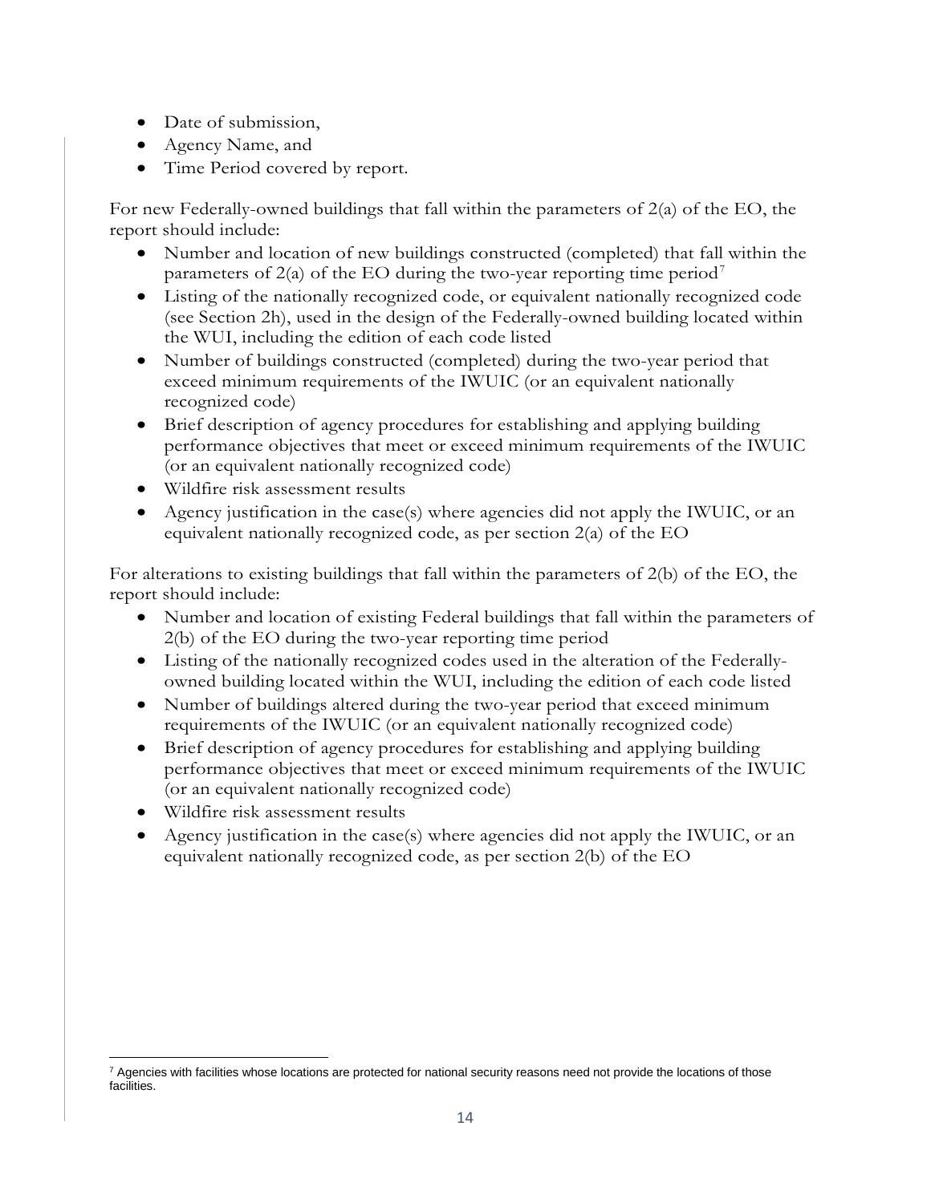- Date of submission,
- Agency Name, and
- Time Period covered by report.

For new Federally-owned buildings that fall within the parameters of 2(a) of the EO, the report should include:

- Number and location of new buildings constructed (completed) that fall within the parameters of 2(a) of the EO during the two-year reporting time period[7]
- Listing of the nationally recognized code, or equivalent nationally recognized code (see Section 2h), used in the design of the Federally-owned building located within the WUI, including the edition of each code listed
- Number of buildings constructed (completed) during the two-year period that exceed minimum requirements of the IWUIC (or an equivalent nationally recognized code)
- Brief description of agency procedures for establishing and applying building performance objectives that meet or exceed minimum requirements of the IWUIC (or an equivalent nationally recognized code)
- Wildfire risk assessment results
- Agency justification in the case(s) where agencies did not apply the IWUIC, or an equivalent nationally recognized code, as per section 2(a) of the EO

For alterations to existing buildings that fall within the parameters of 2(b) of the EO, the report should include:

- Number and location of existing Federal buildings that fall within the parameters of 2(b) of the EO during the two-year reporting time period
- Listing of the nationally recognized codes used in the alteration of the Federally-owned building located within the WUI, including the edition of each code listed
- Number of buildings altered during the two-year period that exceed minimum requirements of the IWUIC (or an equivalent nationally recognized code)
- Brief description of agency procedures for establishing and applying building performance objectives that meet or exceed minimum requirements of the IWUIC (or an equivalent nationally recognized code)
- Wildfire risk assessment results
- Agency justification in the case(s) where agencies did not apply the IWUIC, or an equivalent nationally recognized code, as per section 2(b) of the EO

[7] Agencies with facilities whose locations are protected for national security reasons need not provide the locations of those facilities.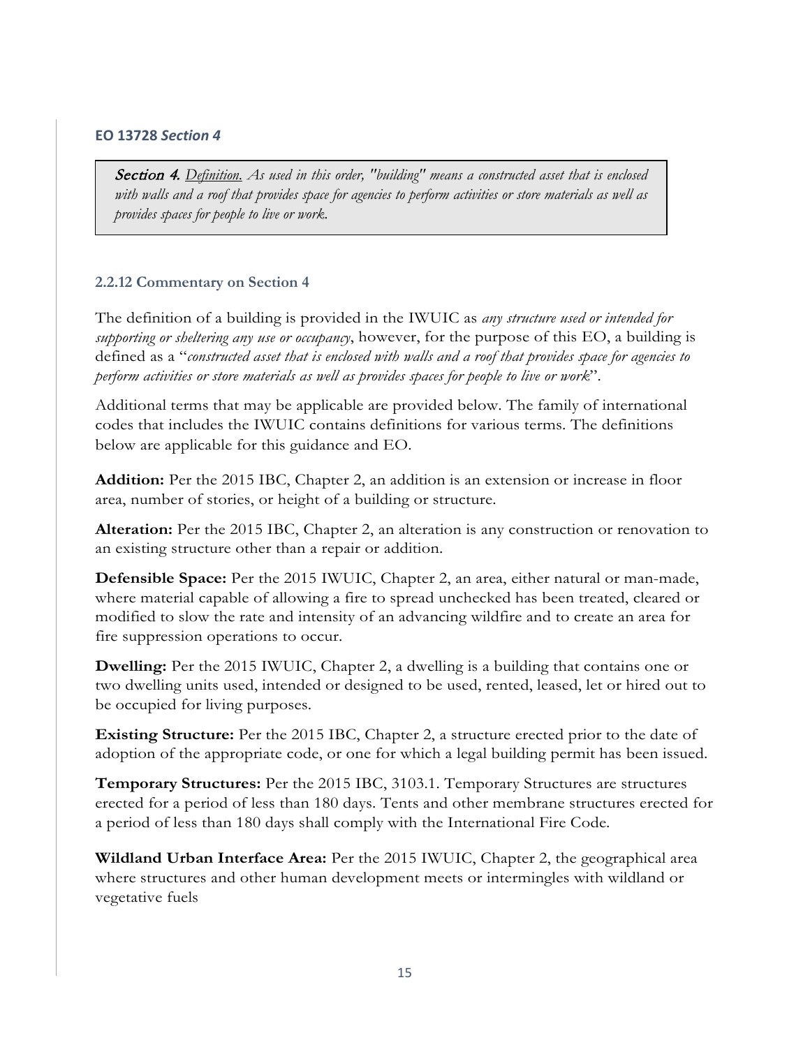#### **EO 13728** ***Section 4***

> ***Section 4.*** *Definition. As used in this order, "building" means a constructed asset that is enclosed with walls and a roof that provides space for agencies to perform activities or store materials as well as provides spaces for people to live or work.*

### 2.2.12 Commentary on Section 4

The definition of a building is provided in the IWUIC as *any structure used or intended for supporting or sheltering any use or occupancy*, however, for the purpose of this EO, a building is defined as a "*constructed asset that is enclosed with walls and a roof that provides space for agencies to perform activities or store materials as well as provides spaces for people to live or work*".

Additional terms that may be applicable are provided below. The family of international codes that includes the IWUIC contains definitions for various terms. The definitions below are applicable for this guidance and EO.

**Addition:** Per the 2015 IBC, Chapter 2, an addition is an extension or increase in floor area, number of stories, or height of a building or structure.

**Alteration:** Per the 2015 IBC, Chapter 2, an alteration is any construction or renovation to an existing structure other than a repair or addition.

**Defensible Space:** Per the 2015 IWUIC, Chapter 2, an area, either natural or man-made, where material capable of allowing a fire to spread unchecked has been treated, cleared or modified to slow the rate and intensity of an advancing wildfire and to create an area for fire suppression operations to occur.

**Dwelling:** Per the 2015 IWUIC, Chapter 2, a dwelling is a building that contains one or two dwelling units used, intended or designed to be used, rented, leased, let or hired out to be occupied for living purposes.

**Existing Structure:** Per the 2015 IBC, Chapter 2, a structure erected prior to the date of adoption of the appropriate code, or one for which a legal building permit has been issued.

**Temporary Structures:** Per the 2015 IBC, 3103.1. Temporary Structures are structures erected for a period of less than 180 days. Tents and other membrane structures erected for a period of less than 180 days shall comply with the International Fire Code.

**Wildland Urban Interface Area:** Per the 2015 IWUIC, Chapter 2, the geographical area where structures and other human development meets or intermingles with wildland or vegetative fuels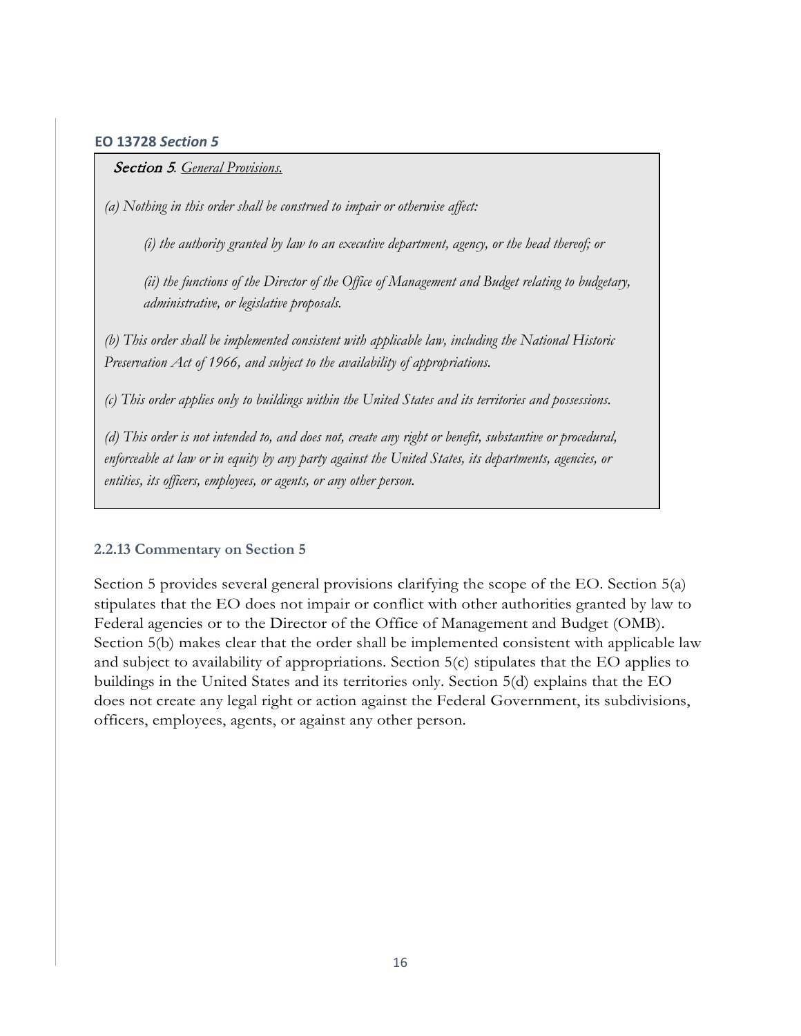#### EO 13728 *Section 5*

> ***Section 5**. General Provisions.*
>
> *(a) Nothing in this order shall be construed to impair or otherwise affect:*
>
> *(i) the authority granted by law to an executive department, agency, or the head thereof; or*
>
> *(ii) the functions of the Director of the Office of Management and Budget relating to budgetary, administrative, or legislative proposals.*
>
> *(b) This order shall be implemented consistent with applicable law, including the National Historic Preservation Act of 1966, and subject to the availability of appropriations.*
>
> *(c) This order applies only to buildings within the United States and its territories and possessions.*
>
> *(d) This order is not intended to, and does not, create any right or benefit, substantive or procedural, enforceable at law or in equity by any party against the United States, its departments, agencies, or entities, its officers, employees, or agents, or any other person.*

### 2.2.13 Commentary on Section 5

Section 5 provides several general provisions clarifying the scope of the EO. Section 5(a) stipulates that the EO does not impair or conflict with other authorities granted by law to Federal agencies or to the Director of the Office of Management and Budget (OMB). Section 5(b) makes clear that the order shall be implemented consistent with applicable law and subject to availability of appropriations. Section 5(c) stipulates that the EO applies to buildings in the United States and its territories only. Section 5(d) explains that the EO does not create any legal right or action against the Federal Government, its subdivisions, officers, employees, agents, or against any other person.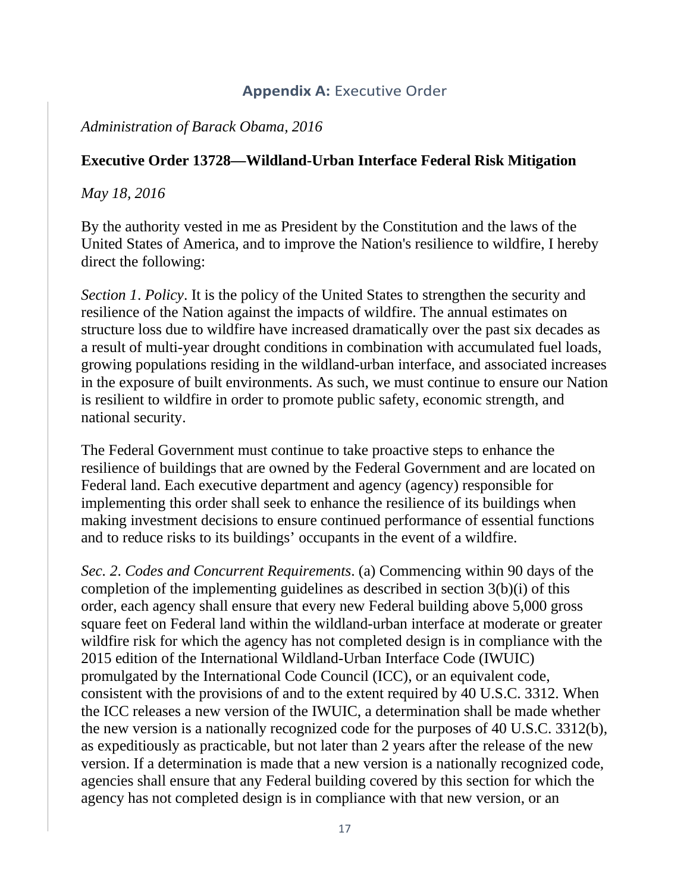## **Appendix A:** Executive Order

*Administration of Barack Obama, 2016*

**Executive Order 13728—Wildland-Urban Interface Federal Risk Mitigation**

*May 18, 2016*

By the authority vested in me as President by the Constitution and the laws of the United States of America, and to improve the Nation's resilience to wildfire, I hereby direct the following:

*Section 1. Policy*. It is the policy of the United States to strengthen the security and resilience of the Nation against the impacts of wildfire. The annual estimates on structure loss due to wildfire have increased dramatically over the past six decades as a result of multi-year drought conditions in combination with accumulated fuel loads, growing populations residing in the wildland-urban interface, and associated increases in the exposure of built environments. As such, we must continue to ensure our Nation is resilient to wildfire in order to promote public safety, economic strength, and national security.

The Federal Government must continue to take proactive steps to enhance the resilience of buildings that are owned by the Federal Government and are located on Federal land. Each executive department and agency (agency) responsible for implementing this order shall seek to enhance the resilience of its buildings when making investment decisions to ensure continued performance of essential functions and to reduce risks to its buildings' occupants in the event of a wildfire.

*Sec. 2. Codes and Concurrent Requirements*. (a) Commencing within 90 days of the completion of the implementing guidelines as described in section 3(b)(i) of this order, each agency shall ensure that every new Federal building above 5,000 gross square feet on Federal land within the wildland-urban interface at moderate or greater wildfire risk for which the agency has not completed design is in compliance with the 2015 edition of the International Wildland-Urban Interface Code (IWUIC) promulgated by the International Code Council (ICC), or an equivalent code, consistent with the provisions of and to the extent required by 40 U.S.C. 3312. When the ICC releases a new version of the IWUIC, a determination shall be made whether the new version is a nationally recognized code for the purposes of 40 U.S.C. 3312(b), as expeditiously as practicable, but not later than 2 years after the release of the new version. If a determination is made that a new version is a nationally recognized code, agencies shall ensure that any Federal building covered by this section for which the agency has not completed design is in compliance with that new version, or an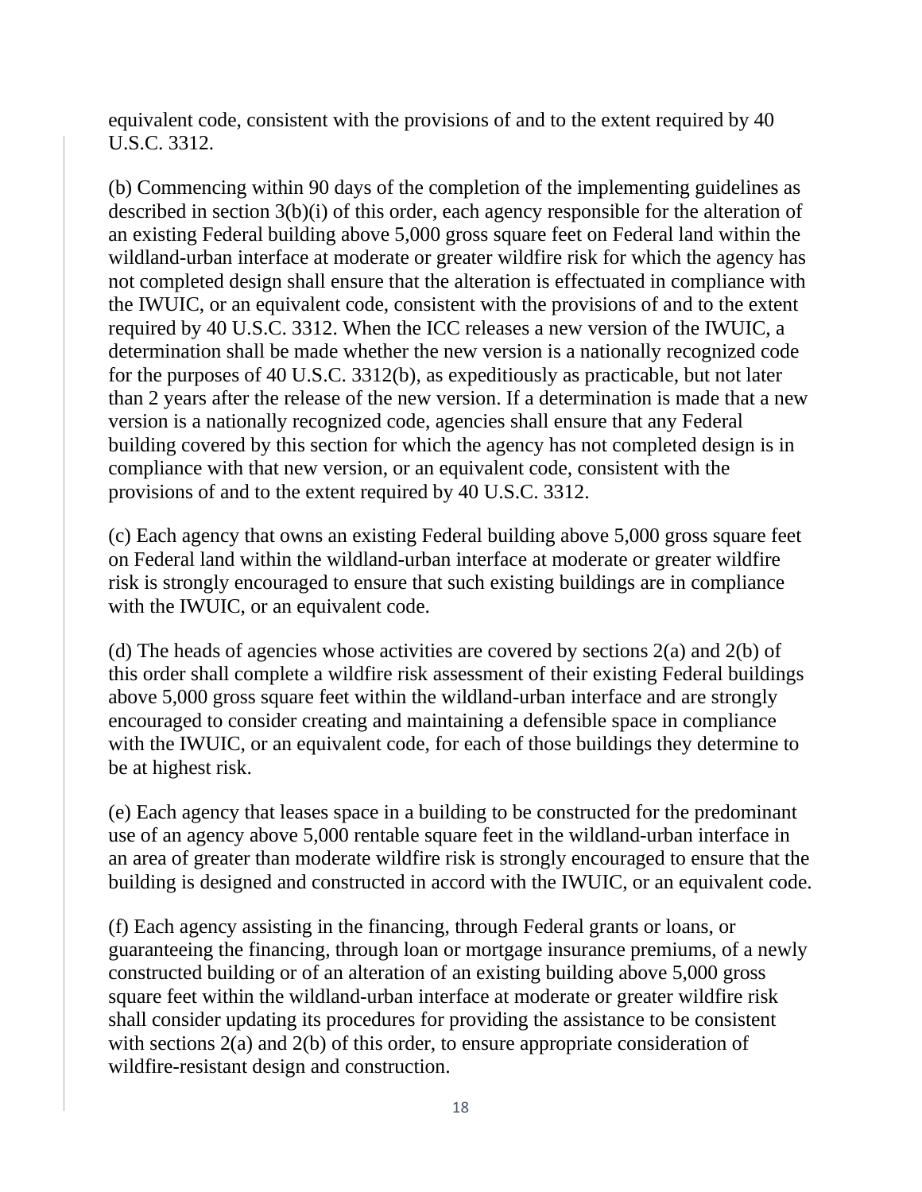equivalent code, consistent with the provisions of and to the extent required by 40 U.S.C. 3312.

(b) Commencing within 90 days of the completion of the implementing guidelines as described in section 3(b)(i) of this order, each agency responsible for the alteration of an existing Federal building above 5,000 gross square feet on Federal land within the wildland-urban interface at moderate or greater wildfire risk for which the agency has not completed design shall ensure that the alteration is effectuated in compliance with the IWUIC, or an equivalent code, consistent with the provisions of and to the extent required by 40 U.S.C. 3312. When the ICC releases a new version of the IWUIC, a determination shall be made whether the new version is a nationally recognized code for the purposes of 40 U.S.C. 3312(b), as expeditiously as practicable, but not later than 2 years after the release of the new version. If a determination is made that a new version is a nationally recognized code, agencies shall ensure that any Federal building covered by this section for which the agency has not completed design is in compliance with that new version, or an equivalent code, consistent with the provisions of and to the extent required by 40 U.S.C. 3312.

(c) Each agency that owns an existing Federal building above 5,000 gross square feet on Federal land within the wildland-urban interface at moderate or greater wildfire risk is strongly encouraged to ensure that such existing buildings are in compliance with the IWUIC, or an equivalent code.

(d) The heads of agencies whose activities are covered by sections 2(a) and 2(b) of this order shall complete a wildfire risk assessment of their existing Federal buildings above 5,000 gross square feet within the wildland-urban interface and are strongly encouraged to consider creating and maintaining a defensible space in compliance with the IWUIC, or an equivalent code, for each of those buildings they determine to be at highest risk.

(e) Each agency that leases space in a building to be constructed for the predominant use of an agency above 5,000 rentable square feet in the wildland-urban interface in an area of greater than moderate wildfire risk is strongly encouraged to ensure that the building is designed and constructed in accord with the IWUIC, or an equivalent code.

(f) Each agency assisting in the financing, through Federal grants or loans, or guaranteeing the financing, through loan or mortgage insurance premiums, of a newly constructed building or of an alteration of an existing building above 5,000 gross square feet within the wildland-urban interface at moderate or greater wildfire risk shall consider updating its procedures for providing the assistance to be consistent with sections 2(a) and 2(b) of this order, to ensure appropriate consideration of wildfire-resistant design and construction.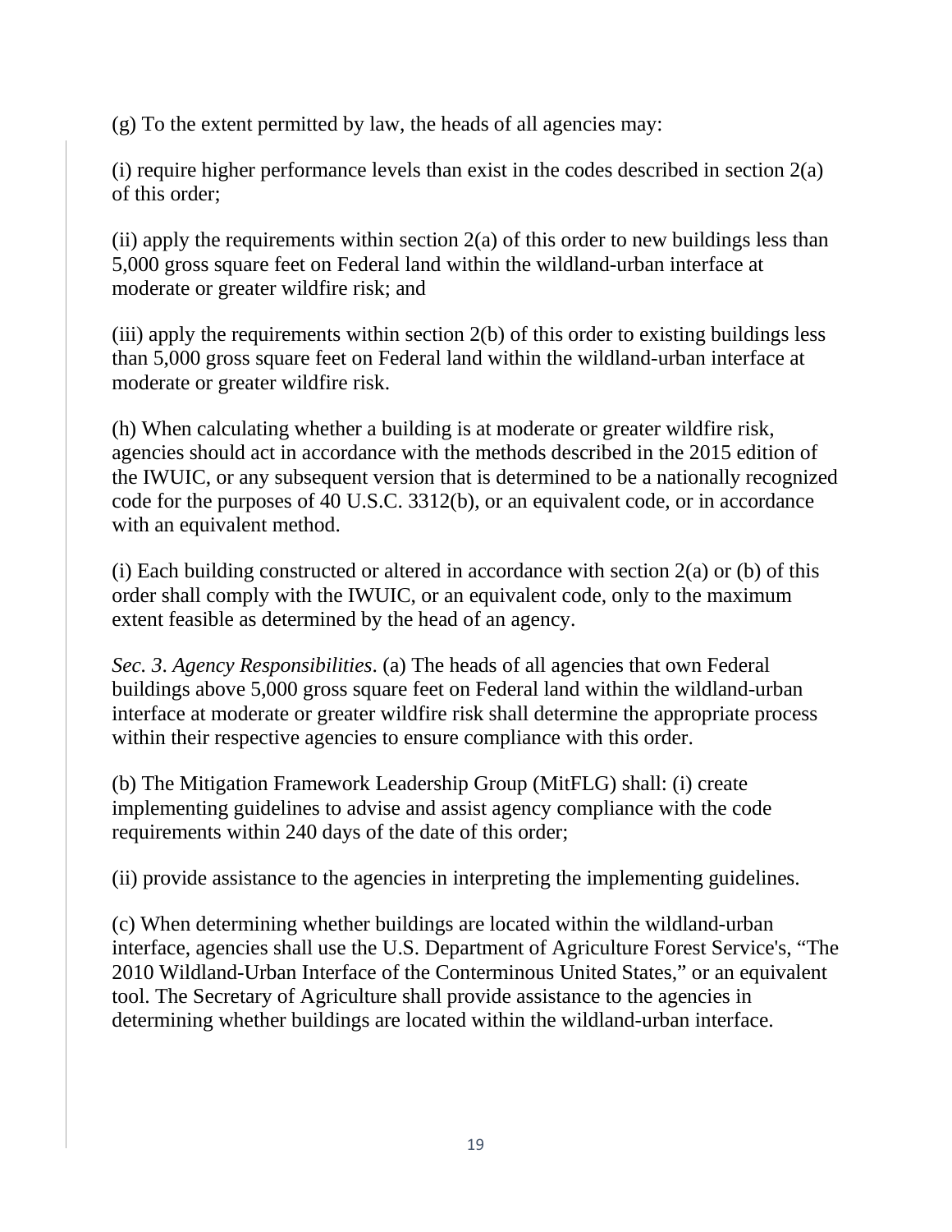(g) To the extent permitted by law, the heads of all agencies may:

(i) require higher performance levels than exist in the codes described in section 2(a) of this order;

(ii) apply the requirements within section 2(a) of this order to new buildings less than 5,000 gross square feet on Federal land within the wildland-urban interface at moderate or greater wildfire risk; and

(iii) apply the requirements within section 2(b) of this order to existing buildings less than 5,000 gross square feet on Federal land within the wildland-urban interface at moderate or greater wildfire risk.

(h) When calculating whether a building is at moderate or greater wildfire risk, agencies should act in accordance with the methods described in the 2015 edition of the IWUIC, or any subsequent version that is determined to be a nationally recognized code for the purposes of 40 U.S.C. 3312(b), or an equivalent code, or in accordance with an equivalent method.

(i) Each building constructed or altered in accordance with section 2(a) or (b) of this order shall comply with the IWUIC, or an equivalent code, only to the maximum extent feasible as determined by the head of an agency.

*Sec. 3*. *Agency Responsibilities*. (a) The heads of all agencies that own Federal buildings above 5,000 gross square feet on Federal land within the wildland-urban interface at moderate or greater wildfire risk shall determine the appropriate process within their respective agencies to ensure compliance with this order.

(b) The Mitigation Framework Leadership Group (MitFLG) shall: (i) create implementing guidelines to advise and assist agency compliance with the code requirements within 240 days of the date of this order;

(ii) provide assistance to the agencies in interpreting the implementing guidelines.

(c) When determining whether buildings are located within the wildland-urban interface, agencies shall use the U.S. Department of Agriculture Forest Service's, "The 2010 Wildland-Urban Interface of the Conterminous United States," or an equivalent tool. The Secretary of Agriculture shall provide assistance to the agencies in determining whether buildings are located within the wildland-urban interface.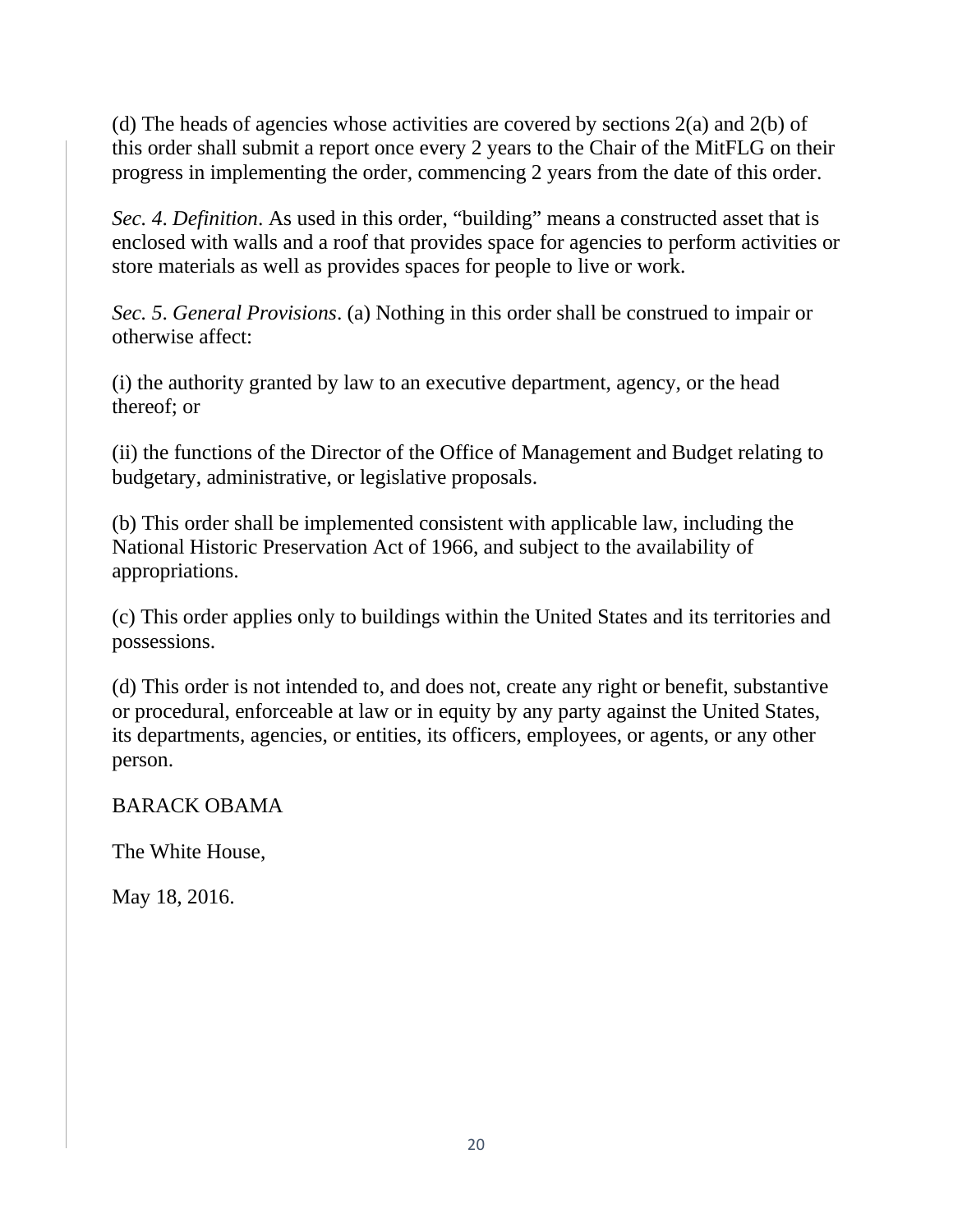(d) The heads of agencies whose activities are covered by sections 2(a) and 2(b) of this order shall submit a report once every 2 years to the Chair of the MitFLG on their progress in implementing the order, commencing 2 years from the date of this order.

*Sec. 4*. *Definition*. As used in this order, “building” means a constructed asset that is enclosed with walls and a roof that provides space for agencies to perform activities or store materials as well as provides spaces for people to live or work.

*Sec. 5*. *General Provisions*. (a) Nothing in this order shall be construed to impair or otherwise affect:

(i) the authority granted by law to an executive department, agency, or the head thereof; or

(ii) the functions of the Director of the Office of Management and Budget relating to budgetary, administrative, or legislative proposals.

(b) This order shall be implemented consistent with applicable law, including the National Historic Preservation Act of 1966, and subject to the availability of appropriations.

(c) This order applies only to buildings within the United States and its territories and possessions.

(d) This order is not intended to, and does not, create any right or benefit, substantive or procedural, enforceable at law or in equity by any party against the United States, its departments, agencies, or entities, its officers, employees, or agents, or any other person.

BARACK OBAMA

The White House,

May 18, 2016.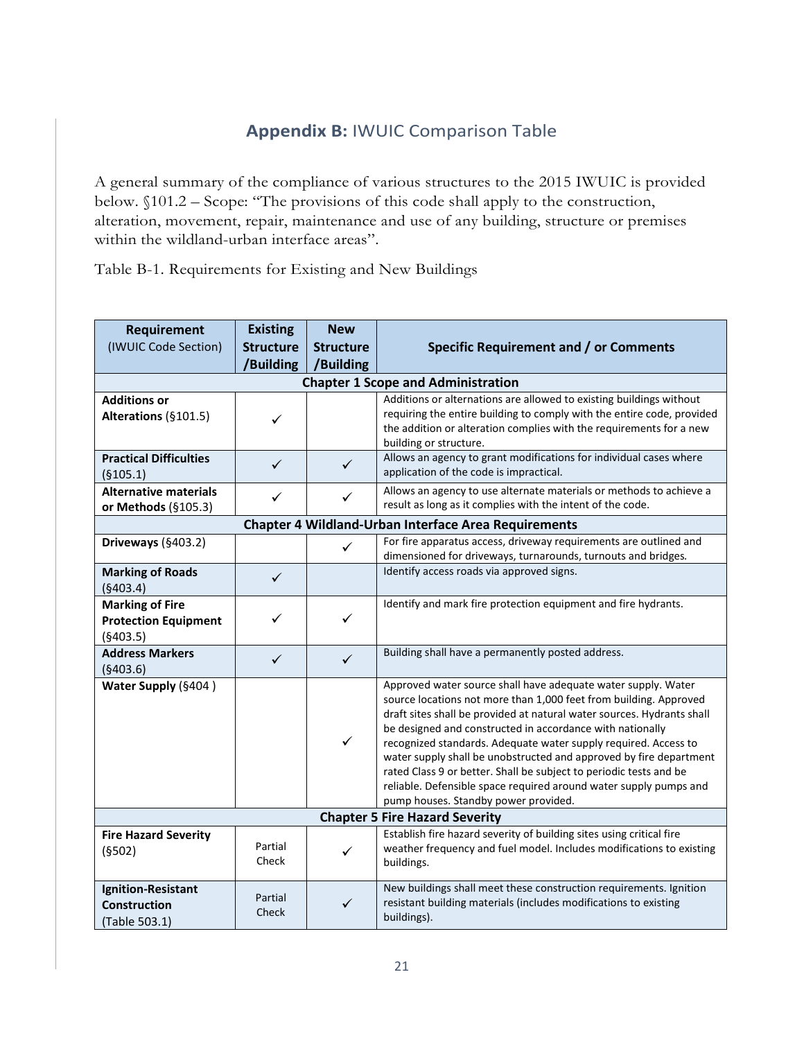## **Appendix B:** IWUIC Comparison Table

A general summary of the compliance of various structures to the 2015 IWUIC is provided below. §101.2 – Scope: "The provisions of this code shall apply to the construction, alteration, movement, repair, maintenance and use of any building, structure or premises within the wildland-urban interface areas".

Table B-1. Requirements for Existing and New Buildings

| **Requirement** (IWUIC Code Section) | **Existing Structure /Building** | **New Structure /Building** | **Specific Requirement and / or Comments** |
|---|---|---|---|
| **Chapter 1 Scope and Administration** | | | |
| **Additions or Alterations** (§101.5) | ✓ | | Additions or alternations are allowed to existing buildings without requiring the entire building to comply with the entire code, provided the addition or alteration complies with the requirements for a new building or structure. |
| **Practical Difficulties** (§105.1) | ✓ | ✓ | Allows an agency to grant modifications for individual cases where application of the code is impractical. |
| **Alternative materials or Methods** (§105.3) | ✓ | ✓ | Allows an agency to use alternate materials or methods to achieve a result as long as it complies with the intent of the code. |
| **Chapter 4 Wildland-Urban Interface Area Requirements** | | | |
| **Driveways** (§403.2) | | ✓ | For fire apparatus access, driveway requirements are outlined and dimensioned for driveways, turnarounds, turnouts and bridges. |
| **Marking of Roads** (§403.4) | ✓ | | Identify access roads via approved signs. |
| **Marking of Fire Protection Equipment** (§403.5) | ✓ | ✓ | Identify and mark fire protection equipment and fire hydrants. |
| **Address Markers** (§403.6) | ✓ | ✓ | Building shall have a permanently posted address. |
| **Water Supply** (§404 ) | | ✓ | Approved water source shall have adequate water supply. Water source locations not more than 1,000 feet from building. Approved draft sites shall be provided at natural water sources. Hydrants shall be designed and constructed in accordance with nationally recognized standards. Adequate water supply required. Access to water supply shall be unobstructed and approved by fire department rated Class 9 or better. Shall be subject to periodic tests and be reliable. Defensible space required around water supply pumps and pump houses. Standby power provided. |
| **Chapter 5 Fire Hazard Severity** | | | |
| **Fire Hazard Severity** (§502) | Partial Check | ✓ | Establish fire hazard severity of building sites using critical fire weather frequency and fuel model. Includes modifications to existing buildings. |
| **Ignition-Resistant Construction** (Table 503.1) | Partial Check | ✓ | New buildings shall meet these construction requirements. Ignition resistant building materials (includes modifications to existing buildings). |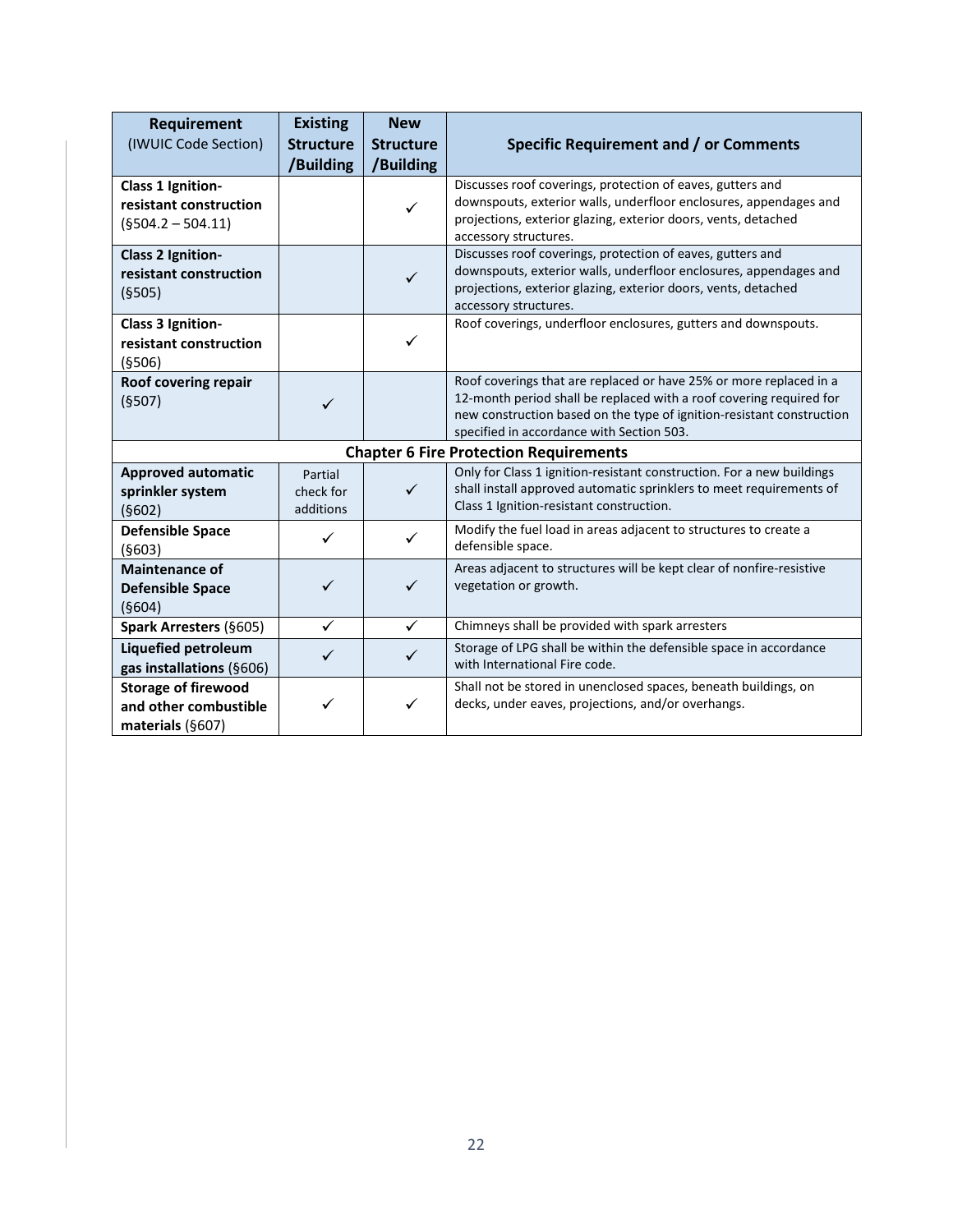| **Requirement** (IWUIC Code Section) | **Existing Structure /Building** | **New Structure /Building** | **Specific Requirement and / or Comments** |
|---|---|---|---|
| **Class 1 Ignition-resistant construction** (§504.2 – 504.11) | | ✓ | Discusses roof coverings, protection of eaves, gutters and downspouts, exterior walls, underfloor enclosures, appendages and projections, exterior glazing, exterior doors, vents, detached accessory structures. |
| **Class 2 Ignition-resistant construction** (§505) | | ✓ | Discusses roof coverings, protection of eaves, gutters and downspouts, exterior walls, underfloor enclosures, appendages and projections, exterior glazing, exterior doors, vents, detached accessory structures. |
| **Class 3 Ignition-resistant construction** (§506) | | ✓ | Roof coverings, underfloor enclosures, gutters and downspouts. |
| **Roof covering repair** (§507) | ✓ | | Roof coverings that are replaced or have 25% or more replaced in a 12-month period shall be replaced with a roof covering required for new construction based on the type of ignition-resistant construction specified in accordance with Section 503. |
| **Chapter 6 Fire Protection Requirements** | | | |
| **Approved automatic sprinkler system** (§602) | Partial check for additions | ✓ | Only for Class 1 ignition-resistant construction. For a new buildings shall install approved automatic sprinklers to meet requirements of Class 1 Ignition-resistant construction. |
| **Defensible Space** (§603) | ✓ | ✓ | Modify the fuel load in areas adjacent to structures to create a defensible space. |
| **Maintenance of Defensible Space** (§604) | ✓ | ✓ | Areas adjacent to structures will be kept clear of nonfire-resistive vegetation or growth. |
| **Spark Arresters** (§605) | ✓ | ✓ | Chimneys shall be provided with spark arresters |
| **Liquefied petroleum gas installations** (§606) | ✓ | ✓ | Storage of LPG shall be within the defensible space in accordance with International Fire code. |
| **Storage of firewood and other combustible materials** (§607) | ✓ | ✓ | Shall not be stored in unenclosed spaces, beneath buildings, on decks, under eaves, projections, and/or overhangs. |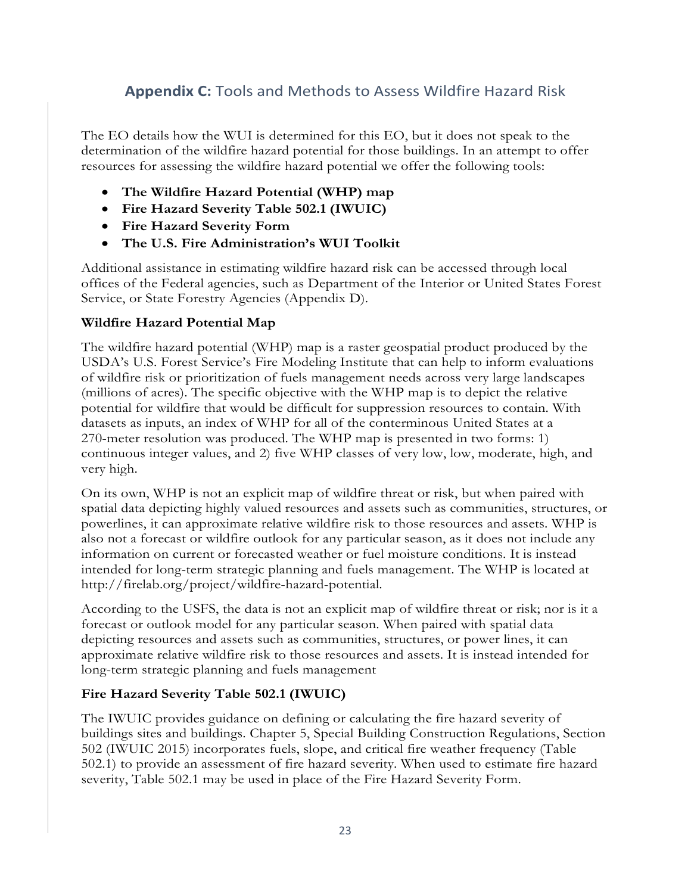## **Appendix C:** Tools and Methods to Assess Wildfire Hazard Risk

The EO details how the WUI is determined for this EO, but it does not speak to the determination of the wildfire hazard potential for those buildings. In an attempt to offer resources for assessing the wildfire hazard potential we offer the following tools:

- **The Wildfire Hazard Potential (WHP) map**
- **Fire Hazard Severity Table 502.1 (IWUIC)**
- **Fire Hazard Severity Form**
- **The U.S. Fire Administration's WUI Toolkit**

Additional assistance in estimating wildfire hazard risk can be accessed through local offices of the Federal agencies, such as Department of the Interior or United States Forest Service, or State Forestry Agencies (Appendix D).

**Wildfire Hazard Potential Map**

The wildfire hazard potential (WHP) map is a raster geospatial product produced by the USDA's U.S. Forest Service's Fire Modeling Institute that can help to inform evaluations of wildfire risk or prioritization of fuels management needs across very large landscapes (millions of acres). The specific objective with the WHP map is to depict the relative potential for wildfire that would be difficult for suppression resources to contain. With datasets as inputs, an index of WHP for all of the conterminous United States at a 270-meter resolution was produced. The WHP map is presented in two forms: 1) continuous integer values, and 2) five WHP classes of very low, low, moderate, high, and very high.

On its own, WHP is not an explicit map of wildfire threat or risk, but when paired with spatial data depicting highly valued resources and assets such as communities, structures, or powerlines, it can approximate relative wildfire risk to those resources and assets. WHP is also not a forecast or wildfire outlook for any particular season, as it does not include any information on current or forecasted weather or fuel moisture conditions. It is instead intended for long-term strategic planning and fuels management. The WHP is located at http://firelab.org/project/wildfire-hazard-potential.

According to the USFS, the data is not an explicit map of wildfire threat or risk; nor is it a forecast or outlook model for any particular season. When paired with spatial data depicting resources and assets such as communities, structures, or power lines, it can approximate relative wildfire risk to those resources and assets. It is instead intended for long-term strategic planning and fuels management

**Fire Hazard Severity Table 502.1 (IWUIC)**

The IWUIC provides guidance on defining or calculating the fire hazard severity of buildings sites and buildings. Chapter 5, Special Building Construction Regulations, Section 502 (IWUIC 2015) incorporates fuels, slope, and critical fire weather frequency (Table 502.1) to provide an assessment of fire hazard severity. When used to estimate fire hazard severity, Table 502.1 may be used in place of the Fire Hazard Severity Form.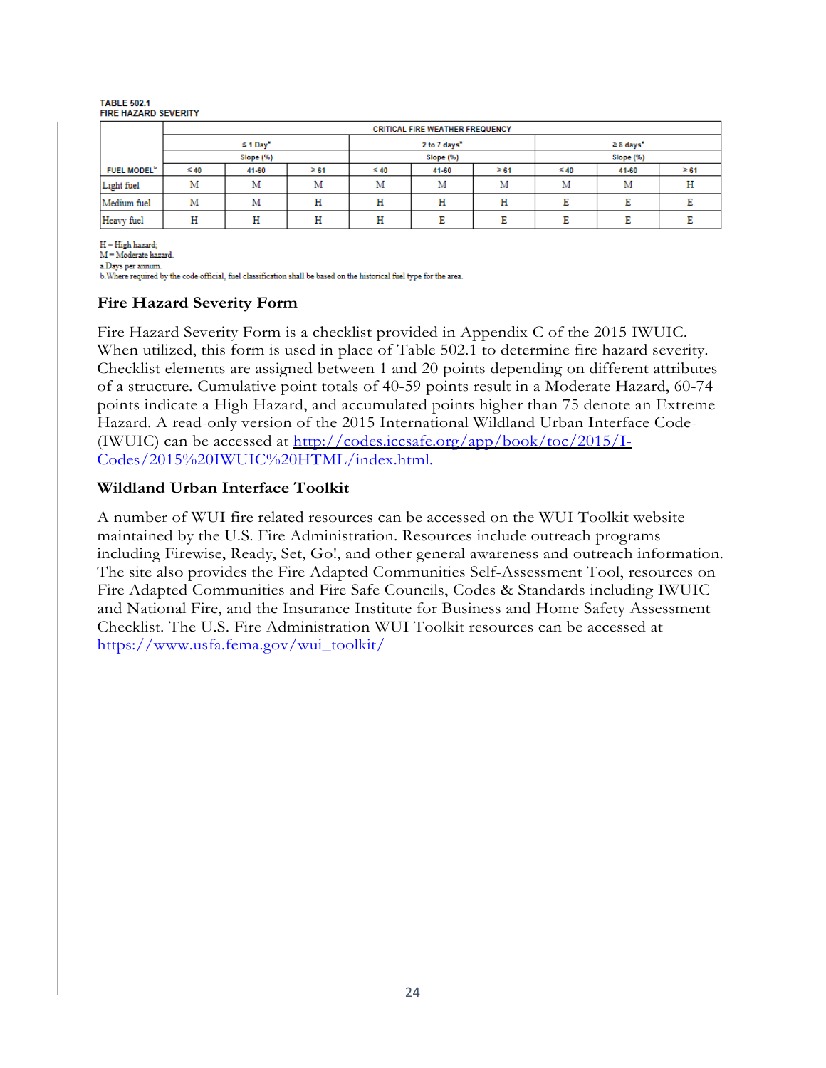TABLE 502.1
FIRE HAZARD SEVERITY

| FUEL MODEL[b] | CRITICAL FIRE WEATHER FREQUENCY | | | | | | | | |
|---|---|---|---|---|---|---|---|---|---|
| | ≤ 1 Day[a] | | | 2 to 7 days[a] | | | ≥ 8 days[a] | | |
| | Slope (%) | | | Slope (%) | | | Slope (%) | | |
| | ≤ 40 | 41-60 | ≥ 61 | ≤ 40 | 41-60 | ≥ 61 | ≤ 40 | 41-60 | ≥ 61 |
| Light fuel | M | M | M | M | M | M | M | M | H |
| Medium fuel | M | M | H | H | H | H | E | E | E |
| Heavy fuel | H | H | H | H | E | E | E | E | E |

H = High hazard;
M = Moderate hazard.
a.Days per annum.
b.Where required by the code official, fuel classification shall be based on the historical fuel type for the area.

### Fire Hazard Severity Form

Fire Hazard Severity Form is a checklist provided in Appendix C of the 2015 IWUIC. When utilized, this form is used in place of Table 502.1 to determine fire hazard severity. Checklist elements are assigned between 1 and 20 points depending on different attributes of a structure. Cumulative point totals of 40-59 points result in a Moderate Hazard, 60-74 points indicate a High Hazard, and accumulated points higher than 75 denote an Extreme Hazard. A read-only version of the 2015 International Wildland Urban Interface Code-(IWUIC) can be accessed at http://codes.iccsafe.org/app/book/toc/2015/I-Codes/2015%20IWUIC%20HTML/index.html.

### Wildland Urban Interface Toolkit

A number of WUI fire related resources can be accessed on the WUI Toolkit website maintained by the U.S. Fire Administration. Resources include outreach programs including Firewise, Ready, Set, Go!, and other general awareness and outreach information. The site also provides the Fire Adapted Communities Self-Assessment Tool, resources on Fire Adapted Communities and Fire Safe Councils, Codes & Standards including IWUIC and National Fire, and the Insurance Institute for Business and Home Safety Assessment Checklist. The U.S. Fire Administration WUI Toolkit resources can be accessed at https://www.usfa.fema.gov/wui_toolkit/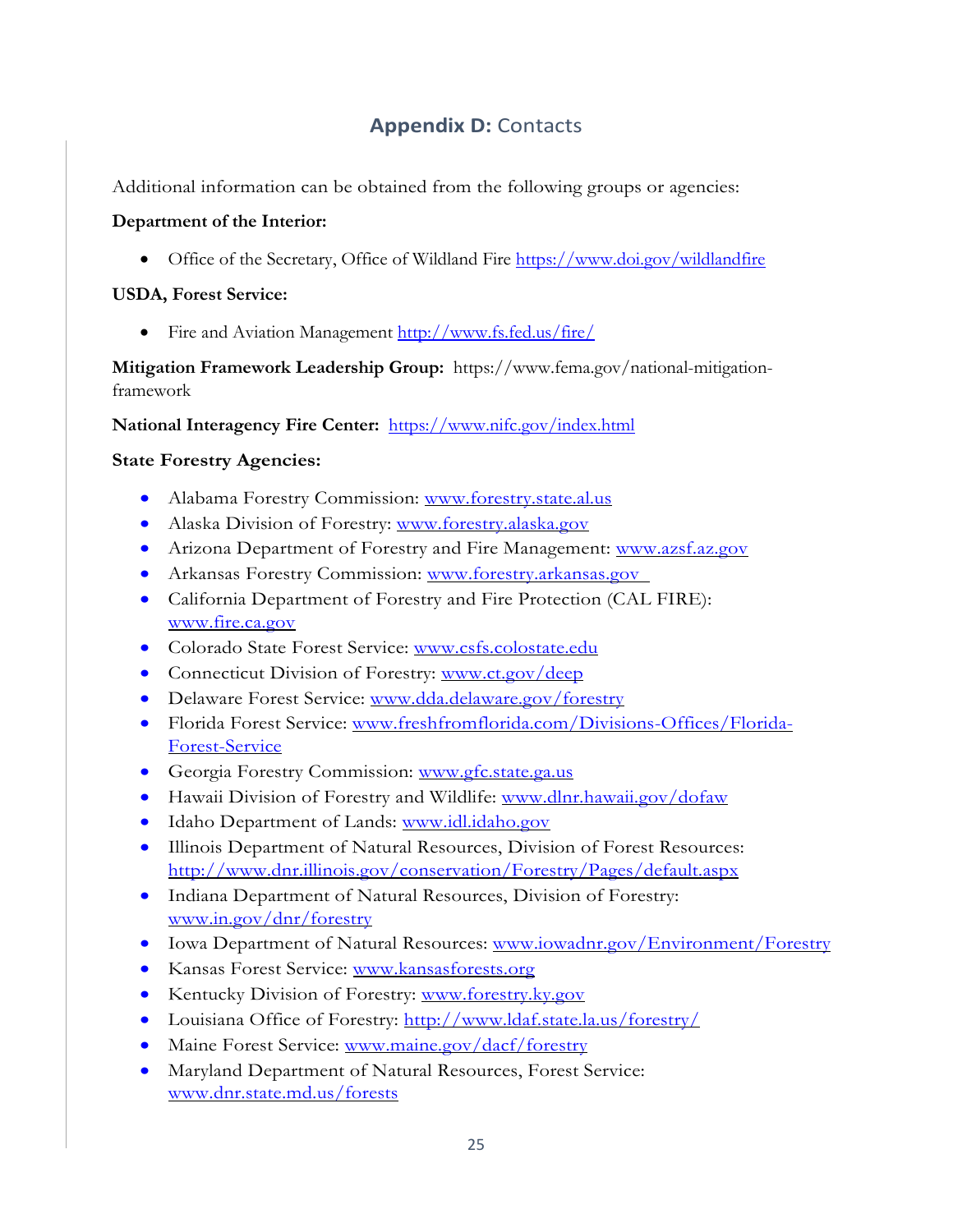## **Appendix D:** Contacts

Additional information can be obtained from the following groups or agencies:

**Department of the Interior:**

- Office of the Secretary, Office of Wildland Fire https://www.doi.gov/wildlandfire

**USDA, Forest Service:**

- Fire and Aviation Management http://www.fs.fed.us/fire/

**Mitigation Framework Leadership Group:** https://www.fema.gov/national-mitigation-framework

**National Interagency Fire Center:** https://www.nifc.gov/index.html

**State Forestry Agencies:**

- Alabama Forestry Commission: www.forestry.state.al.us
- Alaska Division of Forestry: www.forestry.alaska.gov
- Arizona Department of Forestry and Fire Management: www.azsf.az.gov
- Arkansas Forestry Commission: www.forestry.arkansas.gov
- California Department of Forestry and Fire Protection (CAL FIRE): www.fire.ca.gov
- Colorado State Forest Service: www.csfs.colostate.edu
- Connecticut Division of Forestry: www.ct.gov/deep
- Delaware Forest Service: www.dda.delaware.gov/forestry
- Florida Forest Service: www.freshfromflorida.com/Divisions-Offices/Florida-Forest-Service
- Georgia Forestry Commission: www.gfc.state.ga.us
- Hawaii Division of Forestry and Wildlife: www.dlnr.hawaii.gov/dofaw
- Idaho Department of Lands: www.idl.idaho.gov
- Illinois Department of Natural Resources, Division of Forest Resources: http://www.dnr.illinois.gov/conservation/Forestry/Pages/default.aspx
- Indiana Department of Natural Resources, Division of Forestry: www.in.gov/dnr/forestry
- Iowa Department of Natural Resources: www.iowadnr.gov/Environment/Forestry
- Kansas Forest Service: www.kansasforests.org
- Kentucky Division of Forestry: www.forestry.ky.gov
- Louisiana Office of Forestry: http://www.ldaf.state.la.us/forestry/
- Maine Forest Service: www.maine.gov/dacf/forestry
- Maryland Department of Natural Resources, Forest Service: www.dnr.state.md.us/forests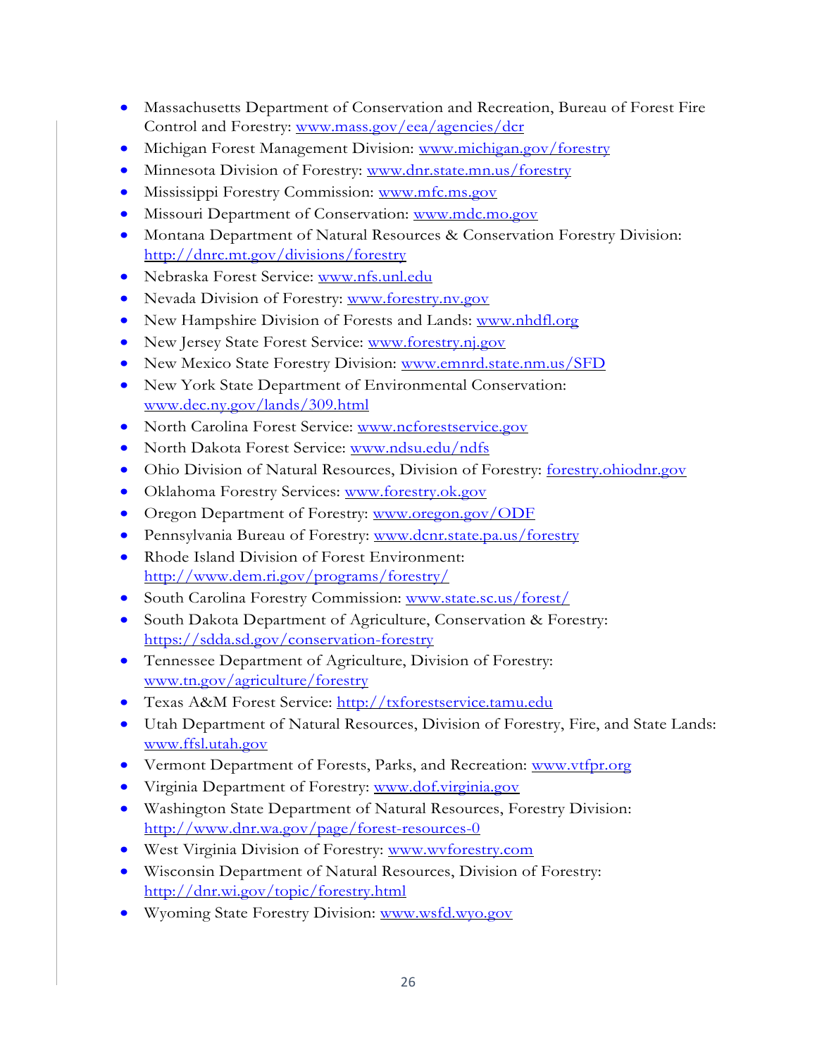- Massachusetts Department of Conservation and Recreation, Bureau of Forest Fire Control and Forestry: www.mass.gov/eea/agencies/dcr
- Michigan Forest Management Division: www.michigan.gov/forestry
- Minnesota Division of Forestry: www.dnr.state.mn.us/forestry
- Mississippi Forestry Commission: www.mfc.ms.gov
- Missouri Department of Conservation: www.mdc.mo.gov
- Montana Department of Natural Resources & Conservation Forestry Division: http://dnrc.mt.gov/divisions/forestry
- Nebraska Forest Service: www.nfs.unl.edu
- Nevada Division of Forestry: www.forestry.nv.gov
- New Hampshire Division of Forests and Lands: www.nhdfl.org
- New Jersey State Forest Service: www.forestry.nj.gov
- New Mexico State Forestry Division: www.emnrd.state.nm.us/SFD
- New York State Department of Environmental Conservation: www.dec.ny.gov/lands/309.html
- North Carolina Forest Service: www.ncforestservice.gov
- North Dakota Forest Service: www.ndsu.edu/ndfs
- Ohio Division of Natural Resources, Division of Forestry: forestry.ohiodnr.gov
- Oklahoma Forestry Services: www.forestry.ok.gov
- Oregon Department of Forestry: www.oregon.gov/ODF
- Pennsylvania Bureau of Forestry: www.dcnr.state.pa.us/forestry
- Rhode Island Division of Forest Environment: http://www.dem.ri.gov/programs/forestry/
- South Carolina Forestry Commission: www.state.sc.us/forest/
- South Dakota Department of Agriculture, Conservation & Forestry: https://sdda.sd.gov/conservation-forestry
- Tennessee Department of Agriculture, Division of Forestry: www.tn.gov/agriculture/forestry
- Texas A&M Forest Service: http://txforestservice.tamu.edu
- Utah Department of Natural Resources, Division of Forestry, Fire, and State Lands: www.ffsl.utah.gov
- Vermont Department of Forests, Parks, and Recreation: www.vtfpr.org
- Virginia Department of Forestry: www.dof.virginia.gov
- Washington State Department of Natural Resources, Forestry Division: http://www.dnr.wa.gov/page/forest-resources-0
- West Virginia Division of Forestry: www.wvforestry.com
- Wisconsin Department of Natural Resources, Division of Forestry: http://dnr.wi.gov/topic/forestry.html
- Wyoming State Forestry Division: www.wsfd.wyo.gov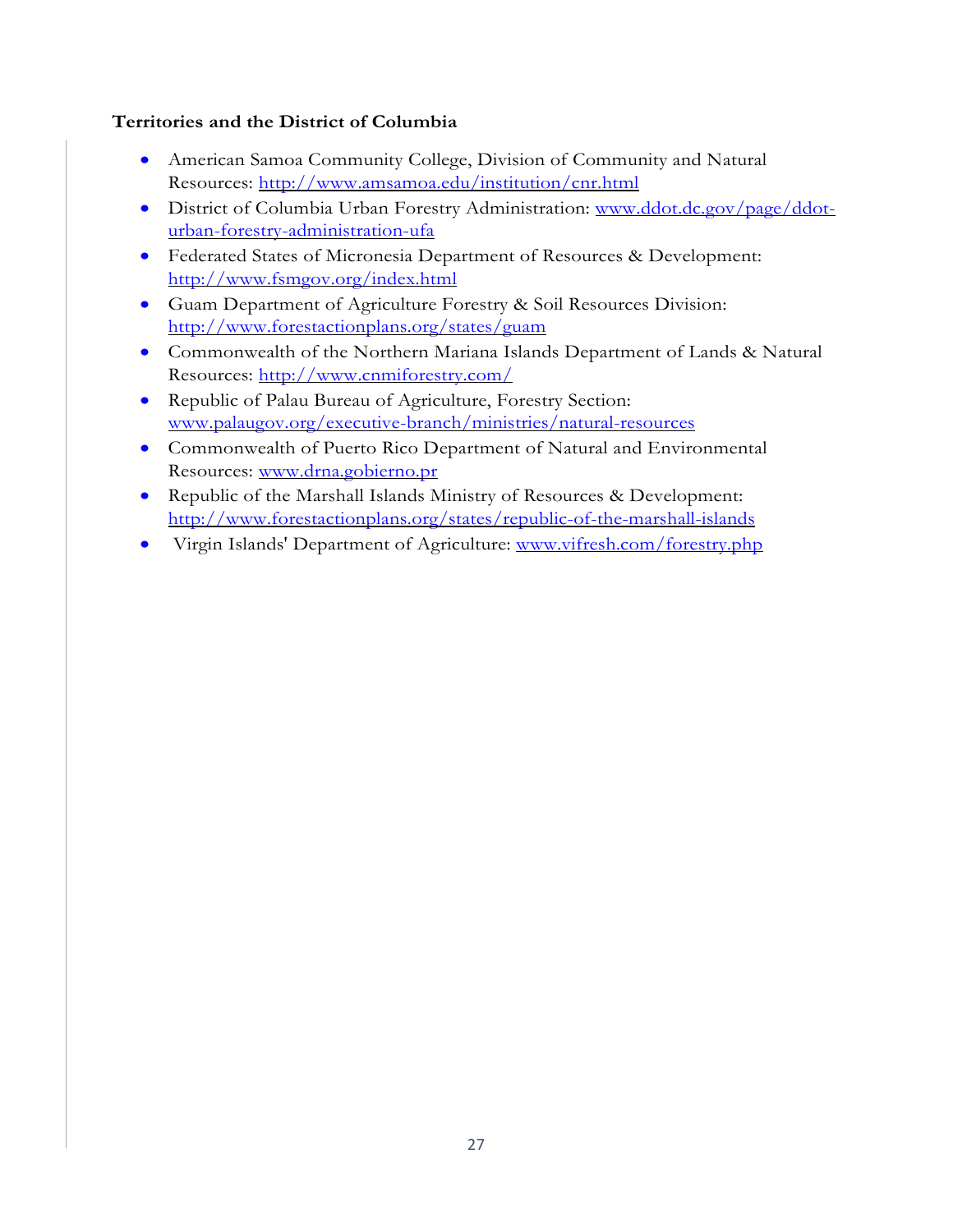**Territories and the District of Columbia**

- American Samoa Community College, Division of Community and Natural Resources: http://www.amsamoa.edu/institution/cnr.html
- District of Columbia Urban Forestry Administration: www.ddot.dc.gov/page/ddot-urban-forestry-administration-ufa
- Federated States of Micronesia Department of Resources & Development: http://www.fsmgov.org/index.html
- Guam Department of Agriculture Forestry & Soil Resources Division: http://www.forestactionplans.org/states/guam
- Commonwealth of the Northern Mariana Islands Department of Lands & Natural Resources: http://www.cnmiforestry.com/
- Republic of Palau Bureau of Agriculture, Forestry Section: www.palaugov.org/executive-branch/ministries/natural-resources
- Commonwealth of Puerto Rico Department of Natural and Environmental Resources: www.drna.gobierno.pr
- Republic of the Marshall Islands Ministry of Resources & Development: http://www.forestactionplans.org/states/republic-of-the-marshall-islands
- Virgin Islands' Department of Agriculture: www.vifresh.com/forestry.php